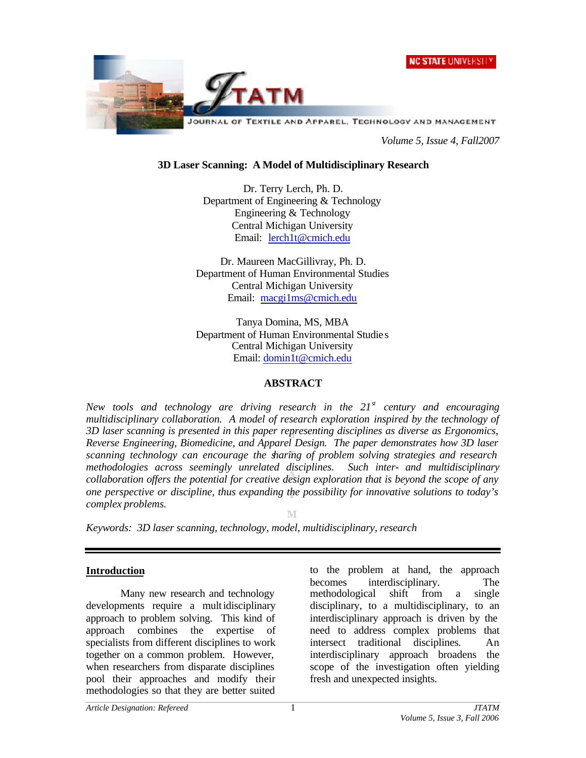# 3D Laser Scanning: A Model of Multidisciplinary Research

Dr. Terry Lerch, Ph. D.
Department of Engineering & Technology
Engineering & Technology
Central Michigan University
Email: lerch1t@cmich.edu

Dr. Maureen MacGillivray, Ph. D.
Department of Human Environmental Studies
Central Michigan University
Email: macgi1ms@cmich.edu

Tanya Domina, MS, MBA
Department of Human Environmental Studies
Central Michigan University
Email: domin1t@cmich.edu

## ABSTRACT

*New tools and technology are driving research in the 21st century and encouraging multidisciplinary collaboration. A model of research exploration inspired by the technology of 3D laser scanning is presented in this paper representing disciplines as diverse as Ergonomics, Reverse Engineering, Biomedicine, and Apparel Design. The paper demonstrates how 3D laser scanning technology can encourage the sharing of problem solving strategies and research methodologies across seemingly unrelated disciplines. Such inter- and multidisciplinary collaboration offers the potential for creative design exploration that is beyond the scope of any one perspective or discipline, thus expanding the possibility for innovative solutions to today's complex problems.*

*Keywords: 3D laser scanning, technology, model, multidisciplinary, research*

---

## Introduction

Many new research and technology developments require a multidisciplinary approach to problem solving. This kind of approach combines the expertise of specialists from different disciplines to work together on a common problem. However, when researchers from disparate disciplines pool their approaches and modify their methodologies so that they are better suited to the problem at hand, the approach becomes interdisciplinary. The methodological shift from a single disciplinary, to a multidisciplinary, to an interdisciplinary approach is driven by the need to address complex problems that intersect traditional disciplines. An interdisciplinary approach broadens the scope of the investigation often yielding fresh and unexpected insights.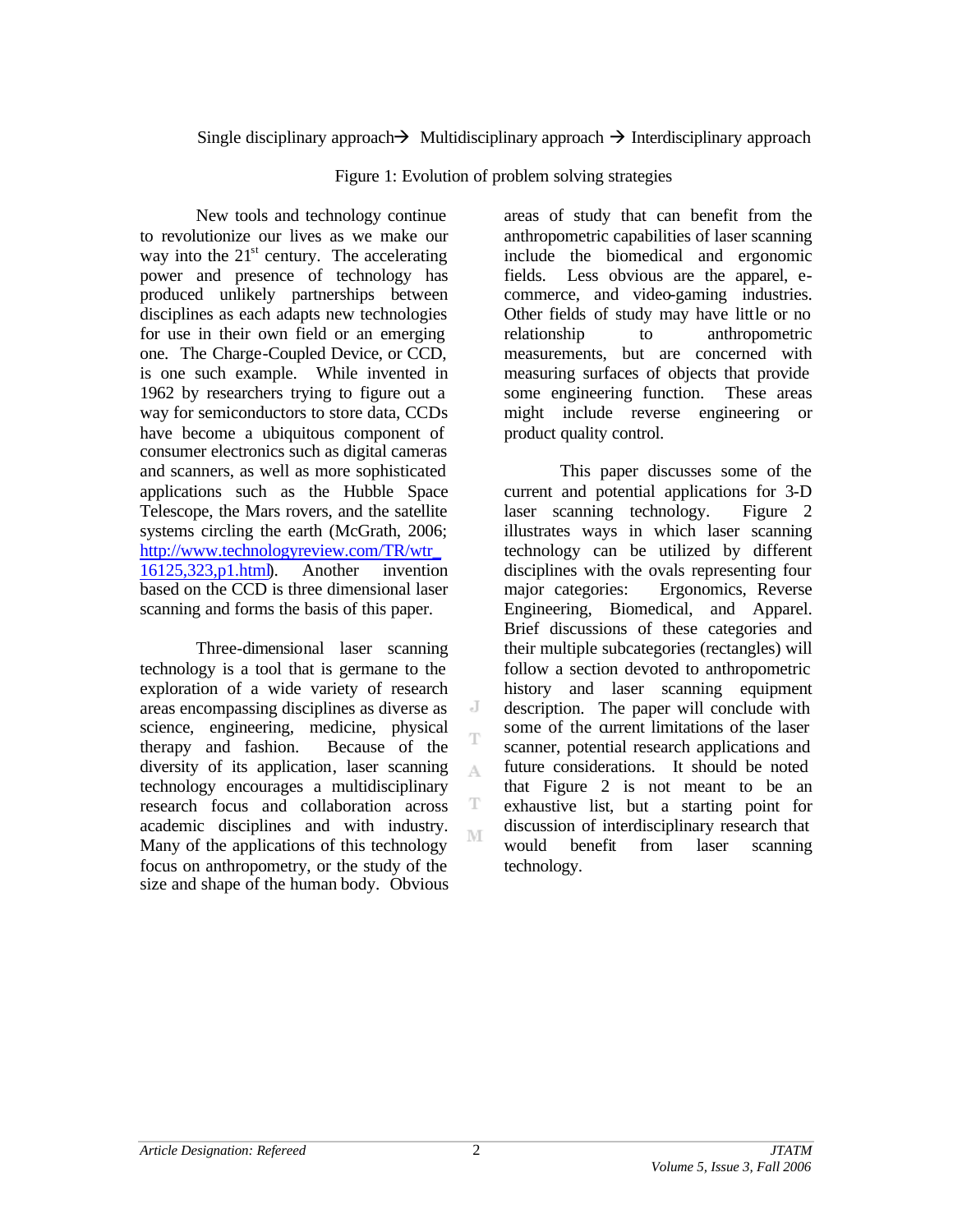Single disciplinary approach→ Multidisciplinary approach → Interdisciplinary approach

Figure 1: Evolution of problem solving strategies

New tools and technology continue to revolutionize our lives as we make our way into the 21st century. The accelerating power and presence of technology has produced unlikely partnerships between disciplines as each adapts new technologies for use in their own field or an emerging one. The Charge-Coupled Device, or CCD, is one such example. While invented in 1962 by researchers trying to figure out a way for semiconductors to store data, CCDs have become a ubiquitous component of consumer electronics such as digital cameras and scanners, as well as more sophisticated applications such as the Hubble Space Telescope, the Mars rovers, and the satellite systems circling the earth (McGrath, 2006; http://www.technologyreview.com/TR/wtr_16125,323,p1.html). Another invention based on the CCD is three dimensional laser scanning and forms the basis of this paper.

Three-dimensional laser scanning technology is a tool that is germane to the exploration of a wide variety of research areas encompassing disciplines as diverse as science, engineering, medicine, physical therapy and fashion. Because of the diversity of its application, laser scanning technology encourages a multidisciplinary research focus and collaboration across academic disciplines and with industry. Many of the applications of this technology focus on anthropometry, or the study of the size and shape of the human body. Obvious areas of study that can benefit from the anthropometric capabilities of laser scanning include the biomedical and ergonomic fields. Less obvious are the apparel, e-commerce, and video-gaming industries. Other fields of study may have little or no relationship to anthropometric measurements, but are concerned with measuring surfaces of objects that provide some engineering function. These areas might include reverse engineering or product quality control.

This paper discusses some of the current and potential applications for 3-D laser scanning technology. Figure 2 illustrates ways in which laser scanning technology can be utilized by different disciplines with the ovals representing four major categories: Ergonomics, Reverse Engineering, Biomedical, and Apparel. Brief discussions of these categories and their multiple subcategories (rectangles) will follow a section devoted to anthropometric history and laser scanning equipment description. The paper will conclude with some of the current limitations of the laser scanner, potential research applications and future considerations. It should be noted that Figure 2 is not meant to be an exhaustive list, but a starting point for discussion of interdisciplinary research that would benefit from laser scanning technology.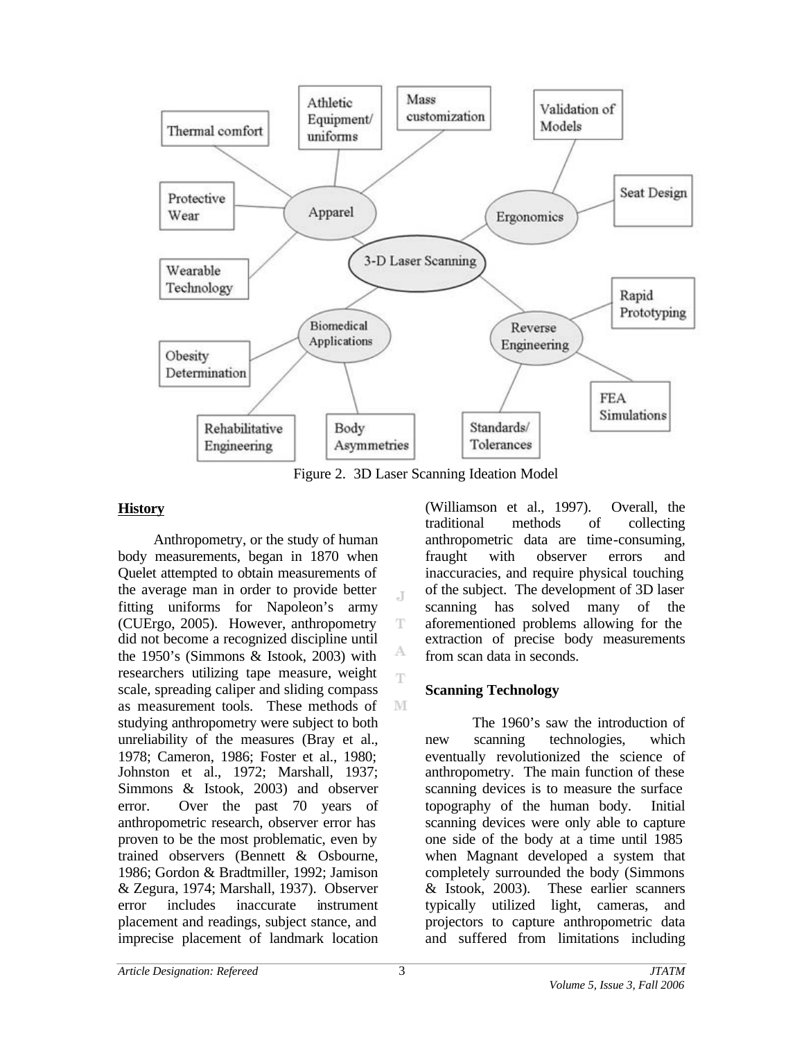Figure 2. 3D Laser Scanning Ideation Model

## History

Anthropometry, or the study of human body measurements, began in 1870 when Quelet attempted to obtain measurements of the average man in order to provide better fitting uniforms for Napoleon's army (CUErgo, 2005). However, anthropometry did not become a recognized discipline until the 1950's (Simmons & Istook, 2003) with researchers utilizing tape measure, weight scale, spreading caliper and sliding compass as measurement tools. These methods of studying anthropometry were subject to both unreliability of the measures (Bray et al., 1978; Cameron, 1986; Foster et al., 1980; Johnston et al., 1972; Marshall, 1937; Simmons & Istook, 2003) and observer error. Over the past 70 years of anthropometric research, observer error has proven to be the most problematic, even by trained observers (Bennett & Osbourne, 1986; Gordon & Bradtmiller, 1992; Jamison & Zegura, 1974; Marshall, 1937). Observer error includes inaccurate instrument placement and readings, subject stance, and imprecise placement of landmark location (Williamson et al., 1997). Overall, the traditional methods of collecting anthropometric data are time-consuming, fraught with observer errors and inaccuracies, and require physical touching of the subject. The development of 3D laser scanning has solved many of the aforementioned problems allowing for the extraction of precise body measurements from scan data in seconds.

## Scanning Technology

The 1960's saw the introduction of new scanning technologies, which eventually revolutionized the science of anthropometry. The main function of these scanning devices is to measure the surface topography of the human body. Initial scanning devices were only able to capture one side of the body at a time until 1985 when Magnant developed a system that completely surrounded the body (Simmons & Istook, 2003). These earlier scanners typically utilized light, cameras, and projectors to capture anthropometric data and suffered from limitations including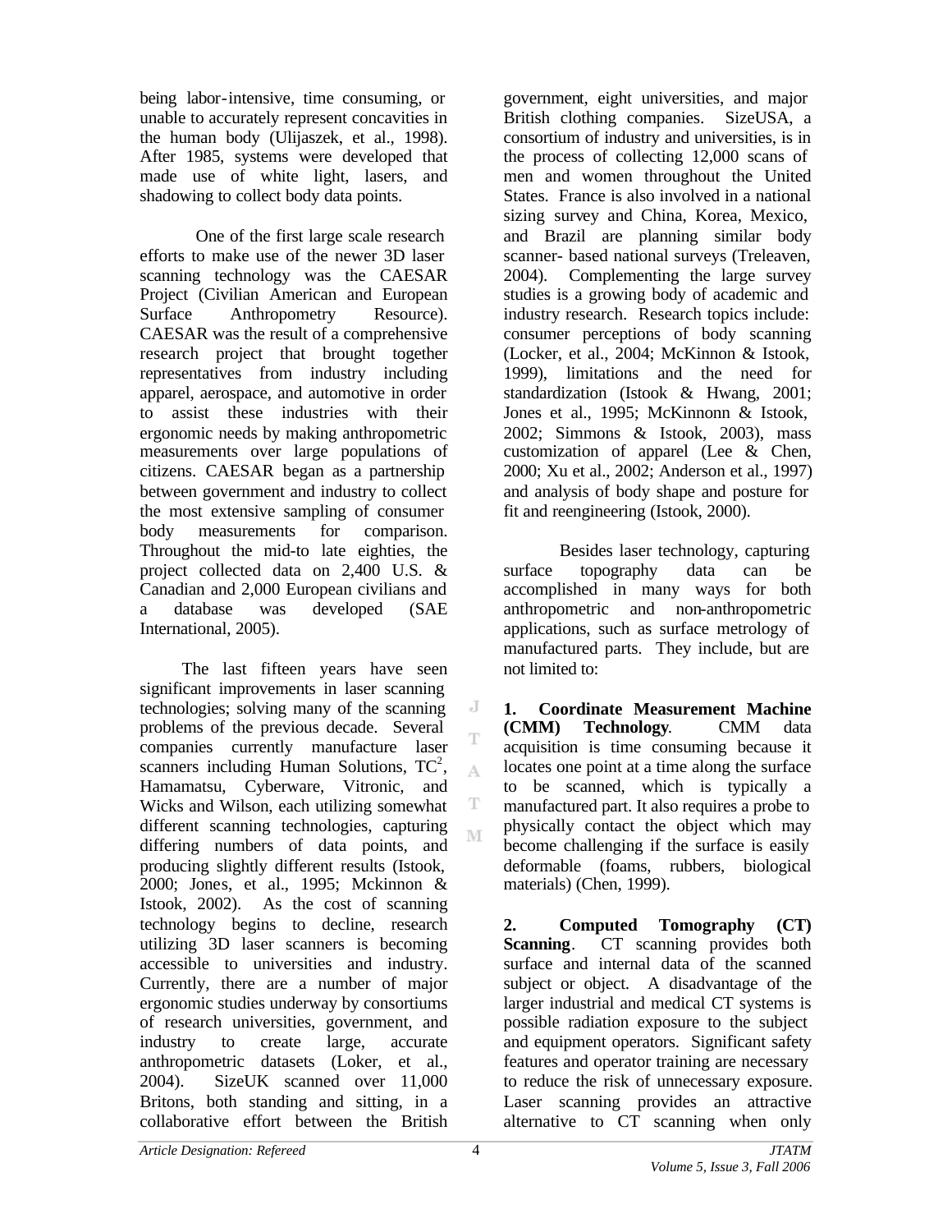being labor-intensive, time consuming, or unable to accurately represent concavities in the human body (Ulijaszek, et al., 1998). After 1985, systems were developed that made use of white light, lasers, and shadowing to collect body data points.

One of the first large scale research efforts to make use of the newer 3D laser scanning technology was the CAESAR Project (Civilian American and European Surface Anthropometry Resource). CAESAR was the result of a comprehensive research project that brought together representatives from industry including apparel, aerospace, and automotive in order to assist these industries with their ergonomic needs by making anthropometric measurements over large populations of citizens. CAESAR began as a partnership between government and industry to collect the most extensive sampling of consumer body measurements for comparison. Throughout the mid-to late eighties, the project collected data on 2,400 U.S. & Canadian and 2,000 European civilians and a database was developed (SAE International, 2005).

The last fifteen years have seen significant improvements in laser scanning technologies; solving many of the scanning problems of the previous decade. Several companies currently manufacture laser scanners including Human Solutions, $TC^2$, Hamamatsu, Cyberware, Vitronic, and Wicks and Wilson, each utilizing somewhat different scanning technologies, capturing differing numbers of data points, and producing slightly different results (Istook, 2000; Jones, et al., 1995; Mckinnon & Istook, 2002). As the cost of scanning technology begins to decline, research utilizing 3D laser scanners is becoming accessible to universities and industry. Currently, there are a number of major ergonomic studies underway by consortiums of research universities, government, and industry to create large, accurate anthropometric datasets (Loker, et al., 2004). SizeUK scanned over 11,000 Britons, both standing and sitting, in a collaborative effort between the British government, eight universities, and major British clothing companies. SizeUSA, a consortium of industry and universities, is in the process of collecting 12,000 scans of men and women throughout the United States. France is also involved in a national sizing survey and China, Korea, Mexico, and Brazil are planning similar body scanner- based national surveys (Treleaven, 2004). Complementing the large survey studies is a growing body of academic and industry research. Research topics include: consumer perceptions of body scanning (Locker, et al., 2004; McKinnon & Istook, 1999), limitations and the need for standardization (Istook & Hwang, 2001; Jones et al., 1995; McKinnonn & Istook, 2002; Simmons & Istook, 2003), mass customization of apparel (Lee & Chen, 2000; Xu et al., 2002; Anderson et al., 1997) and analysis of body shape and posture for fit and reengineering (Istook, 2000).

Besides laser technology, capturing surface topography data can be accomplished in many ways for both anthropometric and non-anthropometric applications, such as surface metrology of manufactured parts. They include, but are not limited to:

**1. Coordinate Measurement Machine (CMM) Technology**. CMM data acquisition is time consuming because it locates one point at a time along the surface to be scanned, which is typically a manufactured part. It also requires a probe to physically contact the object which may become challenging if the surface is easily deformable (foams, rubbers, biological materials) (Chen, 1999).

**2. Computed Tomography (CT) Scanning**. CT scanning provides both surface and internal data of the scanned subject or object. A disadvantage of the larger industrial and medical CT systems is possible radiation exposure to the subject and equipment operators. Significant safety features and operator training are necessary to reduce the risk of unnecessary exposure. Laser scanning provides an attractive alternative to CT scanning when only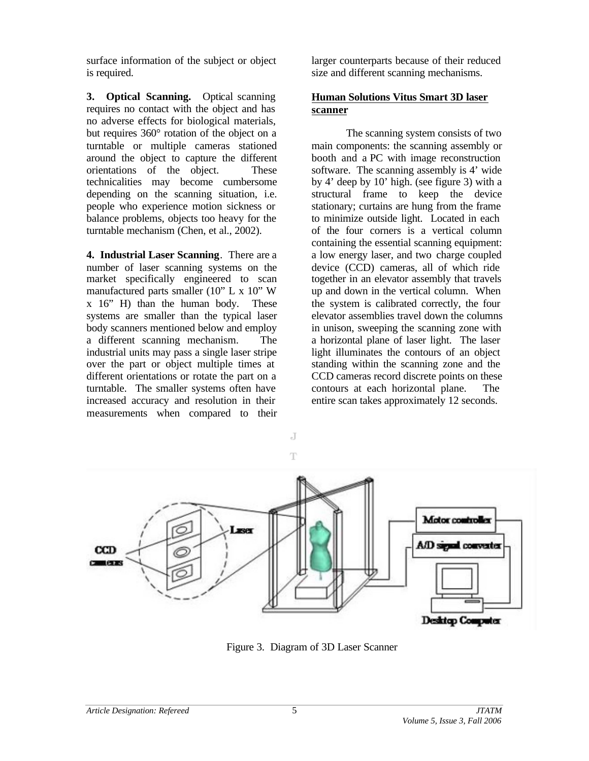surface information of the subject or object is required.

**3. Optical Scanning.** Optical scanning requires no contact with the object and has no adverse effects for biological materials, but requires 360° rotation of the object on a turntable or multiple cameras stationed around the object to capture the different orientations of the object. These technicalities may become cumbersome depending on the scanning situation, i.e. people who experience motion sickness or balance problems, objects too heavy for the turntable mechanism (Chen, et al., 2002).

**4. Industrial Laser Scanning**. There are a number of laser scanning systems on the market specifically engineered to scan manufactured parts smaller (10" L x 10" W x 16" H) than the human body. These systems are smaller than the typical laser body scanners mentioned below and employ a different scanning mechanism. The industrial units may pass a single laser stripe over the part or object multiple times at different orientations or rotate the part on a turntable. The smaller systems often have increased accuracy and resolution in their measurements when compared to their larger counterparts because of their reduced size and different scanning mechanisms.

**Human Solutions Vitus Smart 3D laser scanner**

The scanning system consists of two main components: the scanning assembly or booth and a PC with image reconstruction software. The scanning assembly is 4' wide by 4' deep by 10' high. (see figure 3) with a structural frame to keep the device stationary; curtains are hung from the frame to minimize outside light. Located in each of the four corners is a vertical column containing the essential scanning equipment: a low energy laser, and two charge coupled device (CCD) cameras, all of which ride together in an elevator assembly that travels up and down in the vertical column. When the system is calibrated correctly, the four elevator assemblies travel down the columns in unison, sweeping the scanning zone with a horizontal plane of laser light. The laser light illuminates the contours of an object standing within the scanning zone and the CCD cameras record discrete points on these contours at each horizontal plane. The entire scan takes approximately 12 seconds.

Figure 3. Diagram of 3D Laser Scanner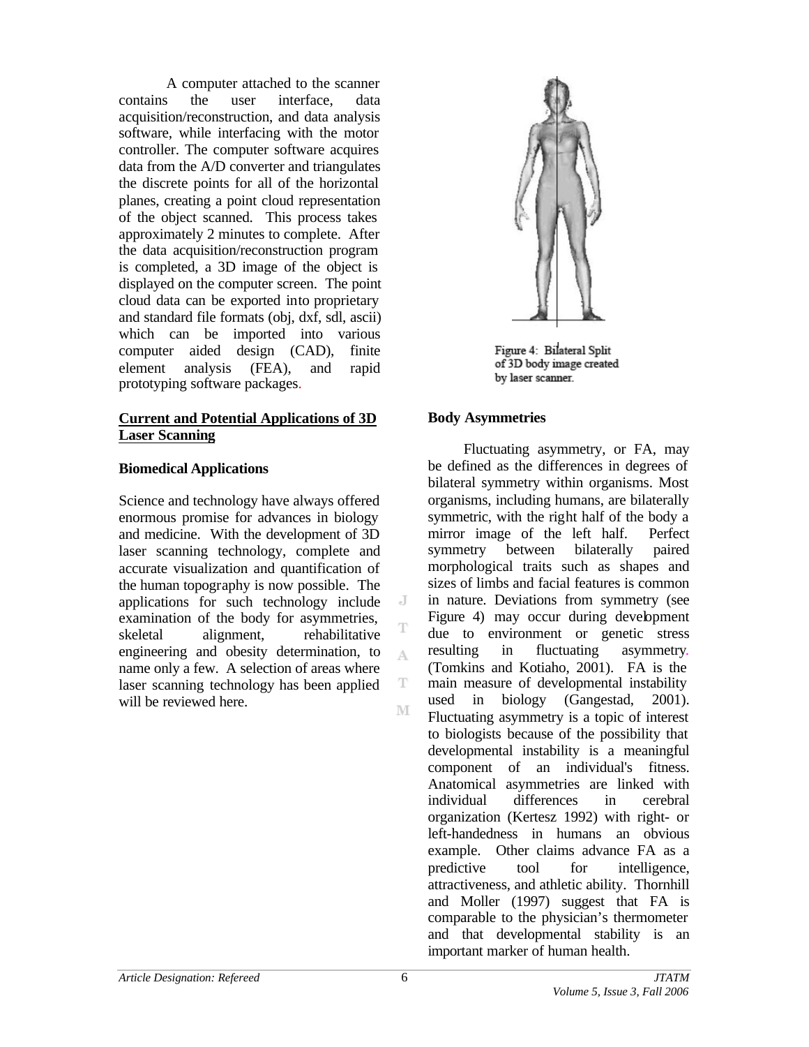A computer attached to the scanner contains the user interface, data acquisition/reconstruction, and data analysis software, while interfacing with the motor controller. The computer software acquires data from the A/D converter and triangulates the discrete points for all of the horizontal planes, creating a point cloud representation of the object scanned. This process takes approximately 2 minutes to complete. After the data acquisition/reconstruction program is completed, a 3D image of the object is displayed on the computer screen. The point cloud data can be exported into proprietary and standard file formats (obj, dxf, sdl, ascii) which can be imported into various computer aided design (CAD), finite element analysis (FEA), and rapid prototyping software packages.

## Current and Potential Applications of 3D Laser Scanning

### Biomedical Applications

Science and technology have always offered enormous promise for advances in biology and medicine. With the development of 3D laser scanning technology, complete and accurate visualization and quantification of the human topography is now possible. The applications for such technology include examination of the body for asymmetries, skeletal alignment, rehabilitative engineering and obesity determination, to name only a few. A selection of areas where laser scanning technology has been applied will be reviewed here.

Figure 4: Bilateral Split of 3D body image created by laser scanner.

### Body Asymmetries

Fluctuating asymmetry, or FA, may be defined as the differences in degrees of bilateral symmetry within organisms. Most organisms, including humans, are bilaterally symmetric, with the right half of the body a mirror image of the left half. Perfect symmetry between bilaterally paired morphological traits such as shapes and sizes of limbs and facial features is common in nature. Deviations from symmetry (see Figure 4) may occur during development due to environment or genetic stress resulting in fluctuating asymmetry. (Tomkins and Kotiaho, 2001). FA is the main measure of developmental instability used in biology (Gangestad, 2001). Fluctuating asymmetry is a topic of interest to biologists because of the possibility that developmental instability is a meaningful component of an individual's fitness. Anatomical asymmetries are linked with individual differences in cerebral organization (Kertesz 1992) with right- or left-handedness in humans an obvious example. Other claims advance FA as a predictive tool for intelligence, attractiveness, and athletic ability. Thornhill and Moller (1997) suggest that FA is comparable to the physician's thermometer and that developmental stability is an important marker of human health.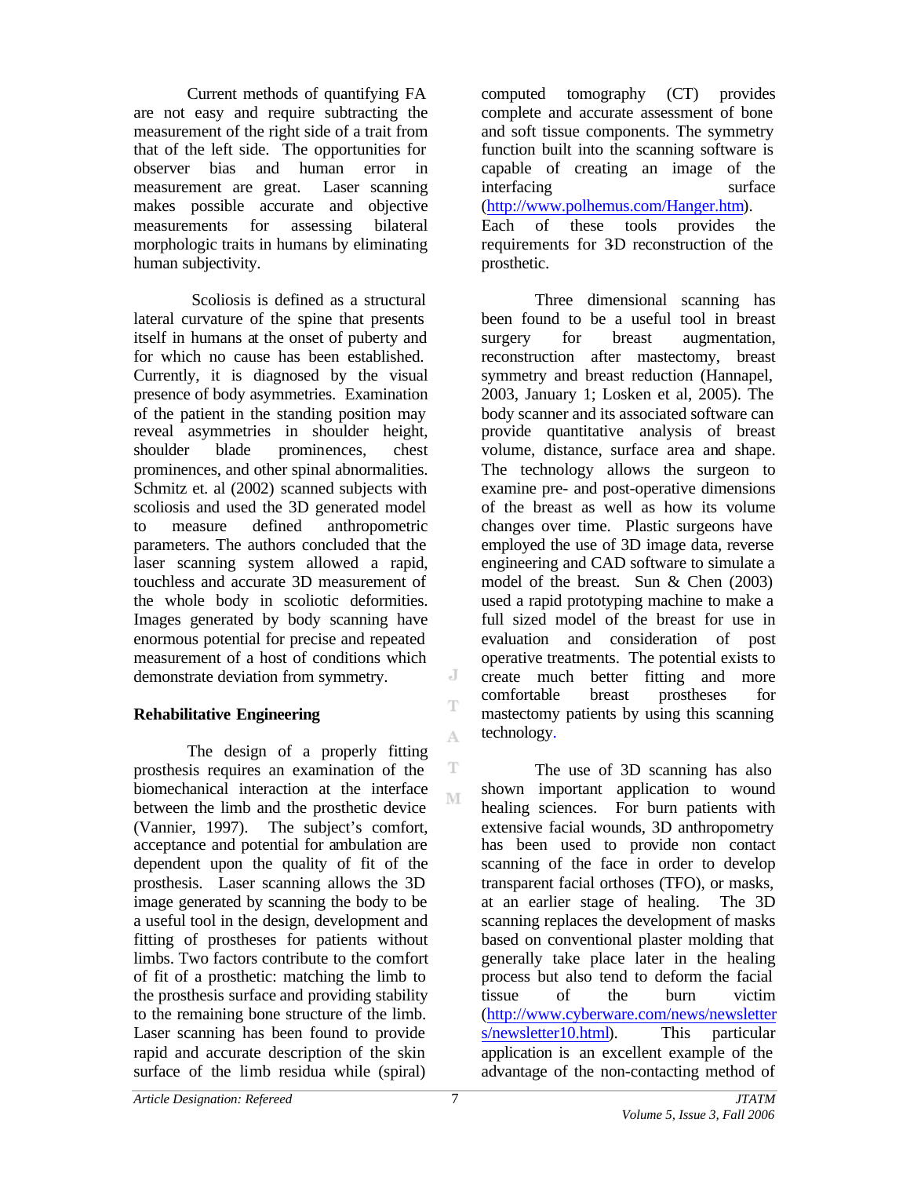Current methods of quantifying FA are not easy and require subtracting the measurement of the right side of a trait from that of the left side. The opportunities for observer bias and human error in measurement are great. Laser scanning makes possible accurate and objective measurements for assessing bilateral morphologic traits in humans by eliminating human subjectivity.

Scoliosis is defined as a structural lateral curvature of the spine that presents itself in humans at the onset of puberty and for which no cause has been established. Currently, it is diagnosed by the visual presence of body asymmetries. Examination of the patient in the standing position may reveal asymmetries in shoulder height, shoulder blade prominences, chest prominences, and other spinal abnormalities. Schmitz et. al (2002) scanned subjects with scoliosis and used the 3D generated model to measure defined anthropometric parameters. The authors concluded that the laser scanning system allowed a rapid, touchless and accurate 3D measurement of the whole body in scoliotic deformities. Images generated by body scanning have enormous potential for precise and repeated measurement of a host of conditions which demonstrate deviation from symmetry.

## Rehabilitative Engineering

The design of a properly fitting prosthesis requires an examination of the biomechanical interaction at the interface between the limb and the prosthetic device (Vannier, 1997). The subject's comfort, acceptance and potential for ambulation are dependent upon the quality of fit of the prosthesis. Laser scanning allows the 3D image generated by scanning the body to be a useful tool in the design, development and fitting of prostheses for patients without limbs. Two factors contribute to the comfort of fit of a prosthetic: matching the limb to the prosthesis surface and providing stability to the remaining bone structure of the limb. Laser scanning has been found to provide rapid and accurate description of the skin surface of the limb residua while (spiral) computed tomography (CT) provides complete and accurate assessment of bone and soft tissue components. The symmetry function built into the scanning software is capable of creating an image of the interfacing surface (http://www.polhemus.com/Hanger.htm). Each of these tools provides the requirements for 3-D reconstruction of the prosthetic.

Three dimensional scanning has been found to be a useful tool in breast surgery for breast augmentation, reconstruction after mastectomy, breast symmetry and breast reduction (Hannapel, 2003, January 1; Losken et al, 2005). The body scanner and its associated software can provide quantitative analysis of breast volume, distance, surface area and shape. The technology allows the surgeon to examine pre- and post-operative dimensions of the breast as well as how its volume changes over time. Plastic surgeons have employed the use of 3D image data, reverse engineering and CAD software to simulate a model of the breast. Sun & Chen (2003) used a rapid prototyping machine to make a full sized model of the breast for use in evaluation and consideration of post operative treatments. The potential exists to create much better fitting and more comfortable breast prostheses for mastectomy patients by using this scanning technology.

The use of 3D scanning has also shown important application to wound healing sciences. For burn patients with extensive facial wounds, 3D anthropometry has been used to provide non contact scanning of the face in order to develop transparent facial orthoses (TFO), or masks, at an earlier stage of healing. The 3D scanning replaces the development of masks based on conventional plaster molding that generally take place later in the healing process but also tend to deform the facial tissue of the burn victim (http://www.cyberware.com/news/newsletters/newsletter10.html). This particular application is an excellent example of the advantage of the non-contacting method of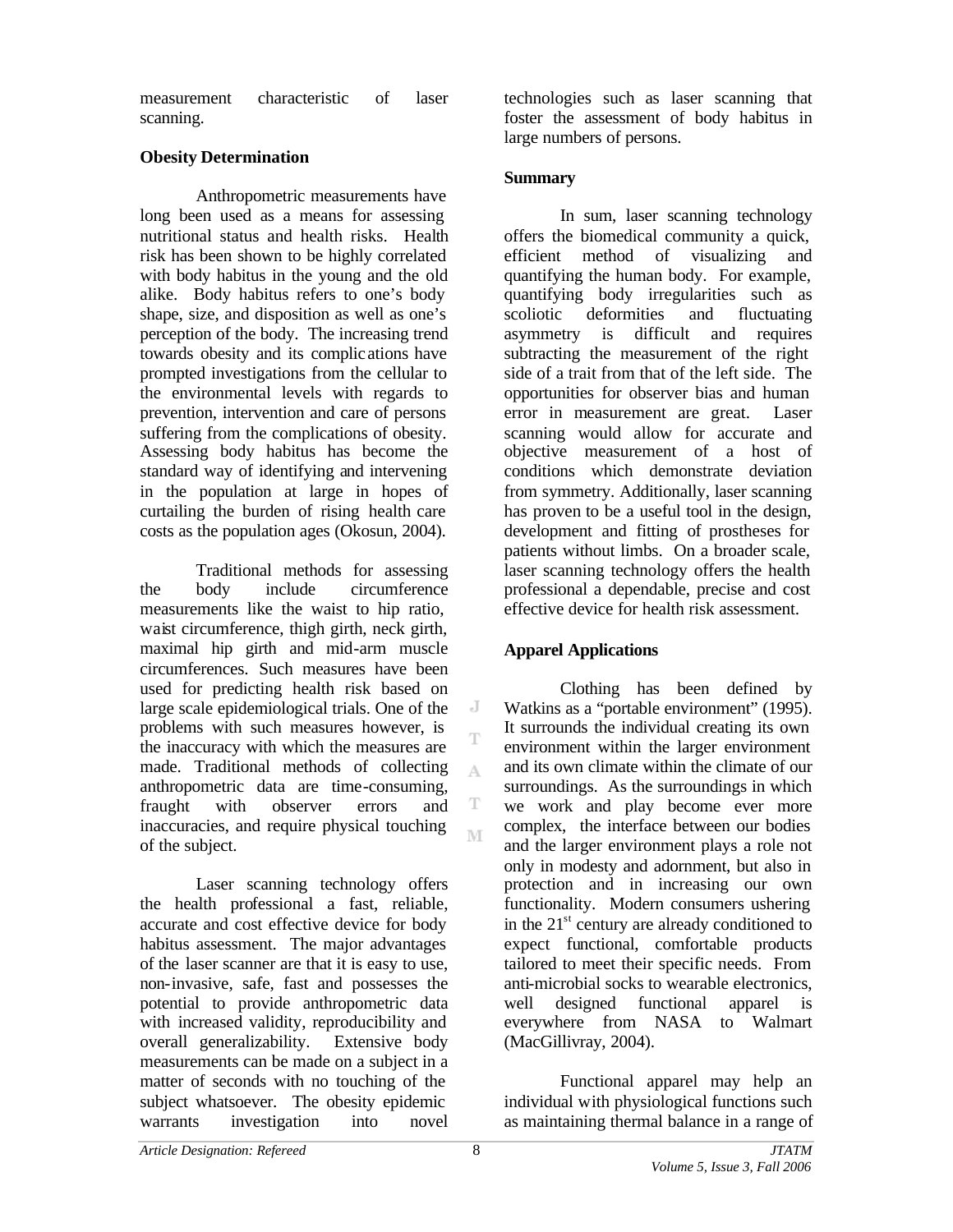measurement characteristic of laser scanning.

**Obesity Determination**

Anthropometric measurements have long been used as a means for assessing nutritional status and health risks. Health risk has been shown to be highly correlated with body habitus in the young and the old alike. Body habitus refers to one's body shape, size, and disposition as well as one's perception of the body. The increasing trend towards obesity and its complications have prompted investigations from the cellular to the environmental levels with regards to prevention, intervention and care of persons suffering from the complications of obesity. Assessing body habitus has become the standard way of identifying and intervening in the population at large in hopes of curtailing the burden of rising health care costs as the population ages (Okosun, 2004).

Traditional methods for assessing the body include circumference measurements like the waist to hip ratio, waist circumference, thigh girth, neck girth, maximal hip girth and mid-arm muscle circumferences. Such measures have been used for predicting health risk based on large scale epidemiological trials. One of the problems with such measures however, is the inaccuracy with which the measures are made. Traditional methods of collecting anthropometric data are time-consuming, fraught with observer errors and inaccuracies, and require physical touching of the subject.

Laser scanning technology offers the health professional a fast, reliable, accurate and cost effective device for body habitus assessment. The major advantages of the laser scanner are that it is easy to use, non-invasive, safe, fast and possesses the potential to provide anthropometric data with increased validity, reproducibility and overall generalizability. Extensive body measurements can be made on a subject in a matter of seconds with no touching of the subject whatsoever. The obesity epidemic warrants investigation into novel technologies such as laser scanning that foster the assessment of body habitus in large numbers of persons.

**Summary**

In sum, laser scanning technology offers the biomedical community a quick, efficient method of visualizing and quantifying the human body. For example, quantifying body irregularities such as scoliotic deformities and fluctuating asymmetry is difficult and requires subtracting the measurement of the right side of a trait from that of the left side. The opportunities for observer bias and human error in measurement are great. Laser scanning would allow for accurate and objective measurement of a host of conditions which demonstrate deviation from symmetry. Additionally, laser scanning has proven to be a useful tool in the design, development and fitting of prostheses for patients without limbs. On a broader scale, laser scanning technology offers the health professional a dependable, precise and cost effective device for health risk assessment.

**Apparel Applications**

Clothing has been defined by Watkins as a "portable environment" (1995). It surrounds the individual creating its own environment within the larger environment and its own climate within the climate of our surroundings. As the surroundings in which we work and play become ever more complex, the interface between our bodies and the larger environment plays a role not only in modesty and adornment, but also in protection and in increasing our own functionality. Modern consumers ushering in the 21st century are already conditioned to expect functional, comfortable products tailored to meet their specific needs. From anti-microbial socks to wearable electronics, well designed functional apparel is everywhere from NASA to Walmart (MacGillivray, 2004).

Functional apparel may help an individual with physiological functions such as maintaining thermal balance in a range of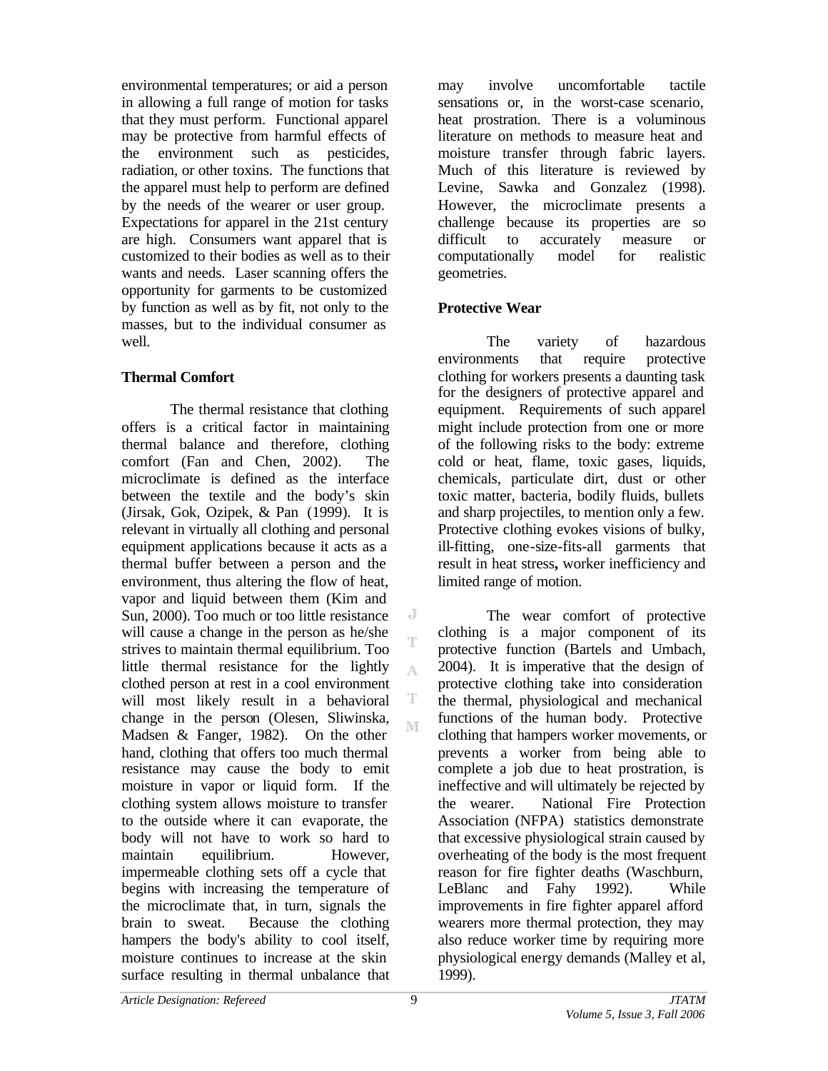environmental temperatures; or aid a person in allowing a full range of motion for tasks that they must perform. Functional apparel may be protective from harmful effects of the environment such as pesticides, radiation, or other toxins. The functions that the apparel must help to perform are defined by the needs of the wearer or user group. Expectations for apparel in the 21st century are high. Consumers want apparel that is customized to their bodies as well as to their wants and needs. Laser scanning offers the opportunity for garments to be customized by function as well as by fit, not only to the masses, but to the individual consumer as well.

**Thermal Comfort**

The thermal resistance that clothing offers is a critical factor in maintaining thermal balance and therefore, clothing comfort (Fan and Chen, 2002). The microclimate is defined as the interface between the textile and the body's skin (Jirsak, Gok, Ozipek, & Pan (1999). It is relevant in virtually all clothing and personal equipment applications because it acts as a thermal buffer between a person and the environment, thus altering the flow of heat, vapor and liquid between them (Kim and Sun, 2000). Too much or too little resistance will cause a change in the person as he/she strives to maintain thermal equilibrium. Too little thermal resistance for the lightly clothed person at rest in a cool environment will most likely result in a behavioral change in the person (Olesen, Sliwinska, Madsen & Fanger, 1982). On the other hand, clothing that offers too much thermal resistance may cause the body to emit moisture in vapor or liquid form. If the clothing system allows moisture to transfer to the outside where it can evaporate, the body will not have to work so hard to maintain equilibrium. However, impermeable clothing sets off a cycle that begins with increasing the temperature of the microclimate that, in turn, signals the brain to sweat. Because the clothing hampers the body's ability to cool itself, moisture continues to increase at the skin surface resulting in thermal unbalance that may involve uncomfortable tactile sensations or, in the worst-case scenario, heat prostration. There is a voluminous literature on methods to measure heat and moisture transfer through fabric layers. Much of this literature is reviewed by Levine, Sawka and Gonzalez (1998). However, the microclimate presents a challenge because its properties are so difficult to accurately measure or computationally model for realistic geometries.

**Protective Wear**

The variety of hazardous environments that require protective clothing for workers presents a daunting task for the designers of protective apparel and equipment. Requirements of such apparel might include protection from one or more of the following risks to the body: extreme cold or heat, flame, toxic gases, liquids, chemicals, particulate dirt, dust or other toxic matter, bacteria, bodily fluids, bullets and sharp projectiles, to mention only a few. Protective clothing evokes visions of bulky, ill-fitting, one-size-fits-all garments that result in heat stress**,** worker inefficiency and limited range of motion.

The wear comfort of protective clothing is a major component of its protective function (Bartels and Umbach, 2004). It is imperative that the design of protective clothing take into consideration the thermal, physiological and mechanical functions of the human body. Protective clothing that hampers worker movements, or prevents a worker from being able to complete a job due to heat prostration, is ineffective and will ultimately be rejected by the wearer. National Fire Protection Association (NFPA) statistics demonstrate that excessive physiological strain caused by overheating of the body is the most frequent reason for fire fighter deaths (Waschburn, LeBlanc and Fahy 1992). While improvements in fire fighter apparel afford wearers more thermal protection, they may also reduce worker time by requiring more physiological energy demands (Malley et al, 1999).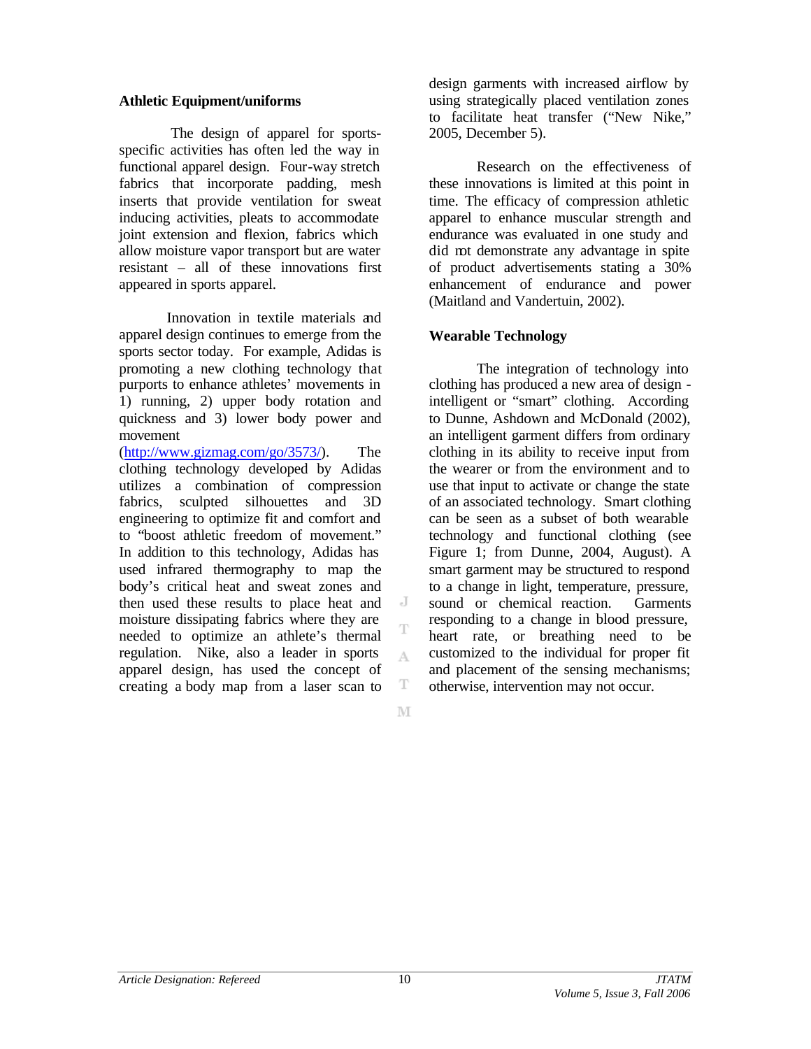### Athletic Equipment/uniforms

The design of apparel for sports-specific activities has often led the way in functional apparel design. Four-way stretch fabrics that incorporate padding, mesh inserts that provide ventilation for sweat inducing activities, pleats to accommodate joint extension and flexion, fabrics which allow moisture vapor transport but are water resistant – all of these innovations first appeared in sports apparel.

Innovation in textile materials and apparel design continues to emerge from the sports sector today. For example, Adidas is promoting a new clothing technology that purports to enhance athletes' movements in 1) running, 2) upper body rotation and quickness and 3) lower body power and movement (http://www.gizmag.com/go/3573/). The clothing technology developed by Adidas utilizes a combination of compression fabrics, sculpted silhouettes and 3D engineering to optimize fit and comfort and to "boost athletic freedom of movement." In addition to this technology, Adidas has used infrared thermography to map the body's critical heat and sweat zones and then used these results to place heat and moisture dissipating fabrics where they are needed to optimize an athlete's thermal regulation. Nike, also a leader in sports apparel design, has used the concept of creating a body map from a laser scan to design garments with increased airflow by using strategically placed ventilation zones to facilitate heat transfer ("New Nike," 2005, December 5).

Research on the effectiveness of these innovations is limited at this point in time. The efficacy of compression athletic apparel to enhance muscular strength and endurance was evaluated in one study and did not demonstrate any advantage in spite of product advertisements stating a 30% enhancement of endurance and power (Maitland and Vandertuin, 2002).

### Wearable Technology

The integration of technology into clothing has produced a new area of design - intelligent or "smart" clothing. According to Dunne, Ashdown and McDonald (2002), an intelligent garment differs from ordinary clothing in its ability to receive input from the wearer or from the environment and to use that input to activate or change the state of an associated technology. Smart clothing can be seen as a subset of both wearable technology and functional clothing (see Figure 1; from Dunne, 2004, August). A smart garment may be structured to respond to a change in light, temperature, pressure, sound or chemical reaction. Garments responding to a change in blood pressure, heart rate, or breathing need to be customized to the individual for proper fit and placement of the sensing mechanisms; otherwise, intervention may not occur.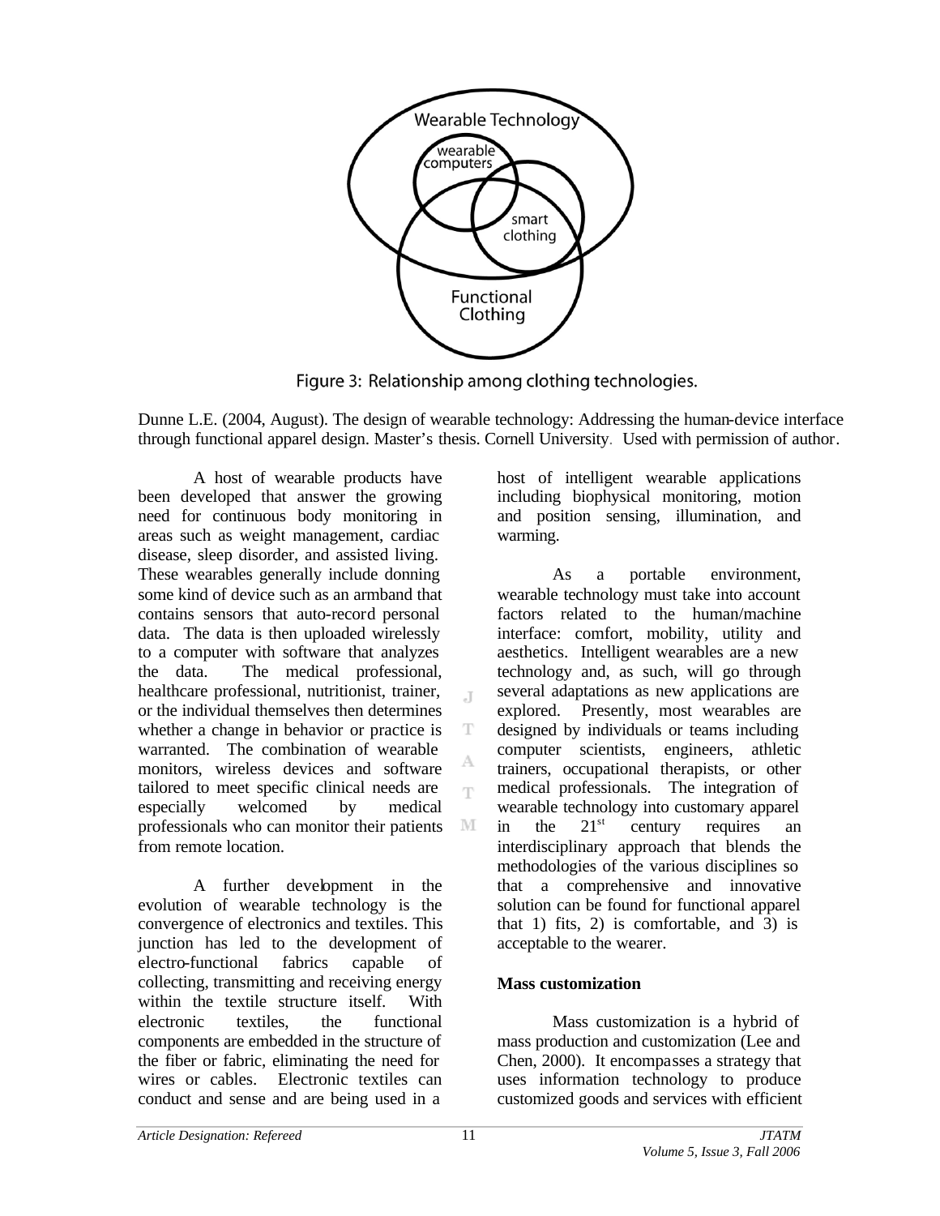Figure 3: Relationship among clothing technologies.

Dunne L.E. (2004, August). The design of wearable technology: Addressing the human-device interface through functional apparel design. Master's thesis. Cornell University. Used with permission of author.

A host of wearable products have been developed that answer the growing need for continuous body monitoring in areas such as weight management, cardiac disease, sleep disorder, and assisted living. These wearables generally include donning some kind of device such as an armband that contains sensors that auto-record personal data. The data is then uploaded wirelessly to a computer with software that analyzes the data. The medical professional, healthcare professional, nutritionist, trainer, or the individual themselves then determines whether a change in behavior or practice is warranted. The combination of wearable monitors, wireless devices and software tailored to meet specific clinical needs are especially welcomed by medical professionals who can monitor their patients from remote location.

A further development in the evolution of wearable technology is the convergence of electronics and textiles. This junction has led to the development of electro-functional fabrics capable of collecting, transmitting and receiving energy within the textile structure itself. With electronic textiles, the functional components are embedded in the structure of the fiber or fabric, eliminating the need for wires or cables. Electronic textiles can conduct and sense and are being used in a host of intelligent wearable applications including biophysical monitoring, motion and position sensing, illumination, and warming.

As a portable environment, wearable technology must take into account factors related to the human/machine interface: comfort, mobility, utility and aesthetics. Intelligent wearables are a new technology and, as such, will go through several adaptations as new applications are explored. Presently, most wearables are designed by individuals or teams including computer scientists, engineers, athletic trainers, occupational therapists, or other medical professionals. The integration of wearable technology into customary apparel in the 21st century requires an interdisciplinary approach that blends the methodologies of the various disciplines so that a comprehensive and innovative solution can be found for functional apparel that 1) fits, 2) is comfortable, and 3) is acceptable to the wearer.

**Mass customization**

Mass customization is a hybrid of mass production and customization (Lee and Chen, 2000). It encompasses a strategy that uses information technology to produce customized goods and services with efficient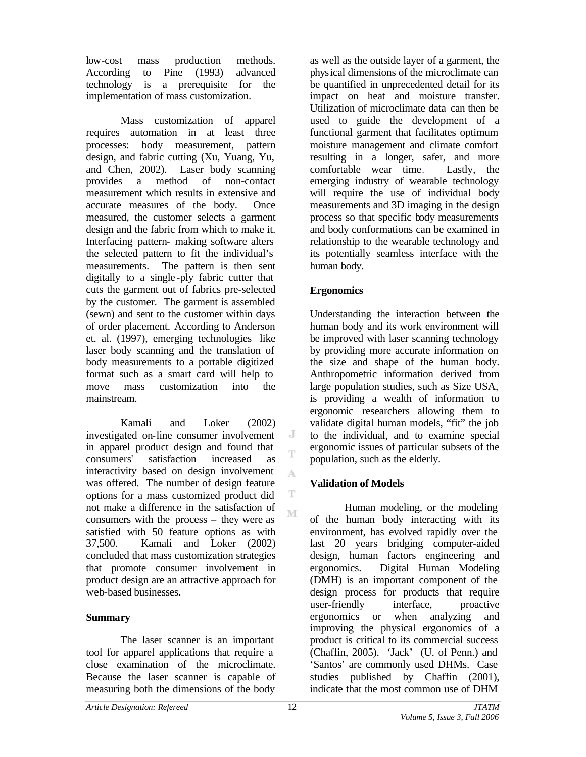low-cost mass production methods. According to Pine (1993) advanced technology is a prerequisite for the implementation of mass customization.

Mass customization of apparel requires automation in at least three processes: body measurement, pattern design, and fabric cutting (Xu, Yuang, Yu, and Chen, 2002). Laser body scanning provides a method of non-contact measurement which results in extensive and accurate measures of the body. Once measured, the customer selects a garment design and the fabric from which to make it. Interfacing pattern- making software alters the selected pattern to fit the individual's measurements. The pattern is then sent digitally to a single-ply fabric cutter that cuts the garment out of fabrics pre-selected by the customer. The garment is assembled (sewn) and sent to the customer within days of order placement. According to Anderson et. al. (1997), emerging technologies like laser body scanning and the translation of body measurements to a portable digitized format such as a smart card will help to move mass customization into the mainstream.

Kamali and Loker (2002) investigated on-line consumer involvement in apparel product design and found that consumers' satisfaction increased as interactivity based on design involvement was offered. The number of design feature options for a mass customized product did not make a difference in the satisfaction of consumers with the process – they were as satisfied with 50 feature options as with 37,500. Kamali and Loker (2002) concluded that mass customization strategies that promote consumer involvement in product design are an attractive approach for web-based businesses.

**Summary**

The laser scanner is an important tool for apparel applications that require a close examination of the microclimate. Because the laser scanner is capable of measuring both the dimensions of the body as well as the outside layer of a garment, the physical dimensions of the microclimate can be quantified in unprecedented detail for its impact on heat and moisture transfer. Utilization of microclimate data can then be used to guide the development of a functional garment that facilitates optimum moisture management and climate comfort resulting in a longer, safer, and more comfortable wear time. Lastly, the emerging industry of wearable technology will require the use of individual body measurements and 3D imaging in the design process so that specific body measurements and body conformations can be examined in relationship to the wearable technology and its potentially seamless interface with the human body.

**Ergonomics**

Understanding the interaction between the human body and its work environment will be improved with laser scanning technology by providing more accurate information on the size and shape of the human body. Anthropometric information derived from large population studies, such as Size USA, is providing a wealth of information to ergonomic researchers allowing them to validate digital human models, "fit" the job to the individual, and to examine special ergonomic issues of particular subsets of the population, such as the elderly.

**Validation of Models**

Human modeling, or the modeling of the human body interacting with its environment, has evolved rapidly over the last 20 years bridging computer-aided design, human factors engineering and ergonomics. Digital Human Modeling (DMH) is an important component of the design process for products that require user-friendly interface, proactive ergonomics or when analyzing and improving the physical ergonomics of a product is critical to its commercial success (Chaffin, 2005). 'Jack' (U. of Penn.) and 'Santos' are commonly used DHMs. Case studies published by Chaffin (2001), indicate that the most common use of DHM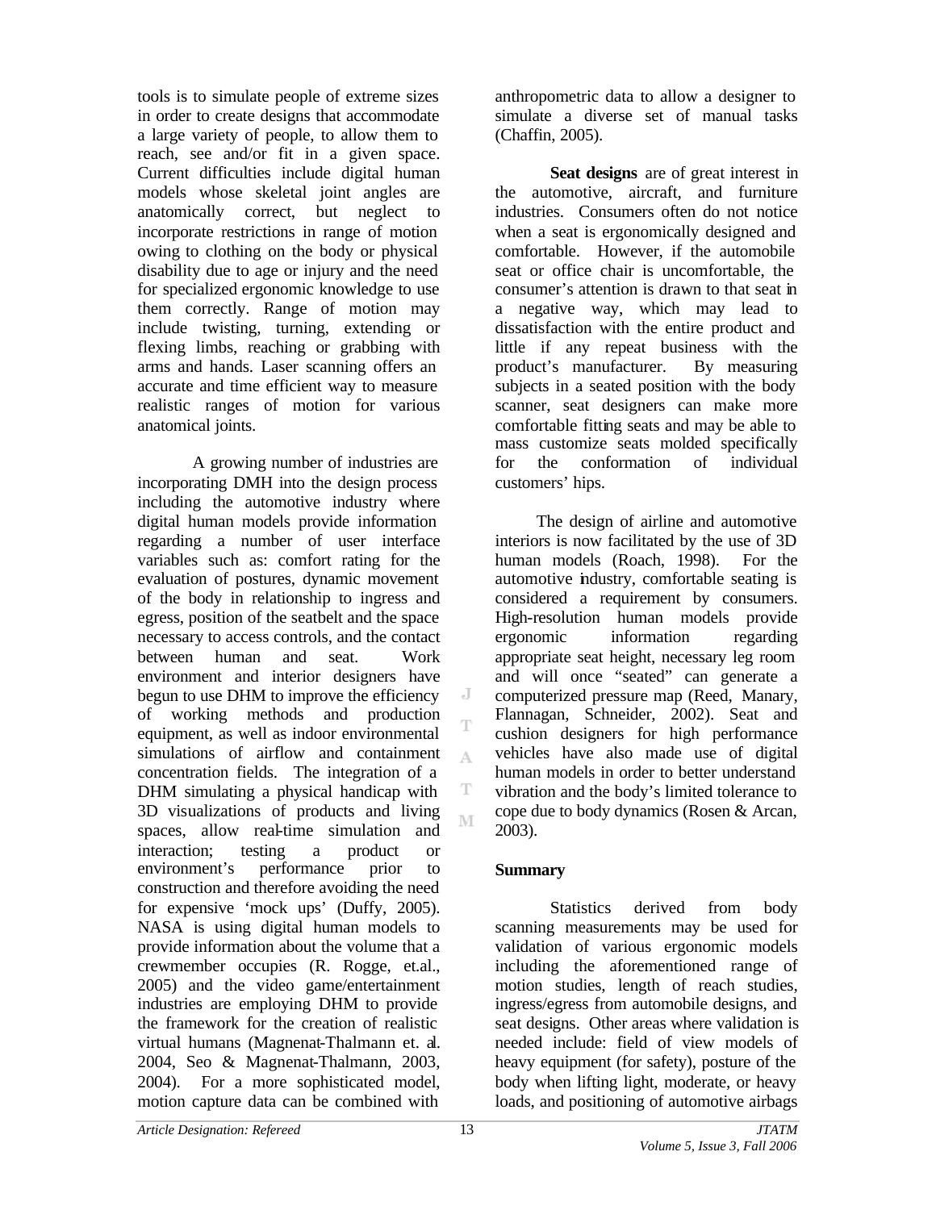tools is to simulate people of extreme sizes in order to create designs that accommodate a large variety of people, to allow them to reach, see and/or fit in a given space. Current difficulties include digital human models whose skeletal joint angles are anatomically correct, but neglect to incorporate restrictions in range of motion owing to clothing on the body or physical disability due to age or injury and the need for specialized ergonomic knowledge to use them correctly. Range of motion may include twisting, turning, extending or flexing limbs, reaching or grabbing with arms and hands. Laser scanning offers an accurate and time efficient way to measure realistic ranges of motion for various anatomical joints.

A growing number of industries are incorporating DMH into the design process including the automotive industry where digital human models provide information regarding a number of user interface variables such as: comfort rating for the evaluation of postures, dynamic movement of the body in relationship to ingress and egress, position of the seatbelt and the space necessary to access controls, and the contact between human and seat. Work environment and interior designers have begun to use DHM to improve the efficiency of working methods and production equipment, as well as indoor environmental simulations of airflow and containment concentration fields. The integration of a DHM simulating a physical handicap with 3D visualizations of products and living spaces, allow real-time simulation and interaction; testing a product or environment's performance prior to construction and therefore avoiding the need for expensive 'mock ups' (Duffy, 2005). NASA is using digital human models to provide information about the volume that a crewmember occupies (R. Rogge, et.al., 2005) and the video game/entertainment industries are employing DHM to provide the framework for the creation of realistic virtual humans (Magnenat-Thalmann et. al. 2004, Seo & Magnenat-Thalmann, 2003, 2004). For a more sophisticated model, motion capture data can be combined with anthropometric data to allow a designer to simulate a diverse set of manual tasks (Chaffin, 2005).

**Seat designs** are of great interest in the automotive, aircraft, and furniture industries. Consumers often do not notice when a seat is ergonomically designed and comfortable. However, if the automobile seat or office chair is uncomfortable, the consumer's attention is drawn to that seat in a negative way, which may lead to dissatisfaction with the entire product and little if any repeat business with the product's manufacturer. By measuring subjects in a seated position with the body scanner, seat designers can make more comfortable fitting seats and may be able to mass customize seats molded specifically for the conformation of individual customers' hips.

The design of airline and automotive interiors is now facilitated by the use of 3D human models (Roach, 1998). For the automotive industry, comfortable seating is considered a requirement by consumers. High-resolution human models provide ergonomic information regarding appropriate seat height, necessary leg room and will once "seated" can generate a computerized pressure map (Reed, Manary, Flannagan, Schneider, 2002). Seat and cushion designers for high performance vehicles have also made use of digital human models in order to better understand vibration and the body's limited tolerance to cope due to body dynamics (Rosen & Arcan, 2003).

## Summary

Statistics derived from body scanning measurements may be used for validation of various ergonomic models including the aforementioned range of motion studies, length of reach studies, ingress/egress from automobile designs, and seat designs. Other areas where validation is needed include: field of view models of heavy equipment (for safety), posture of the body when lifting light, moderate, or heavy loads, and positioning of automotive airbags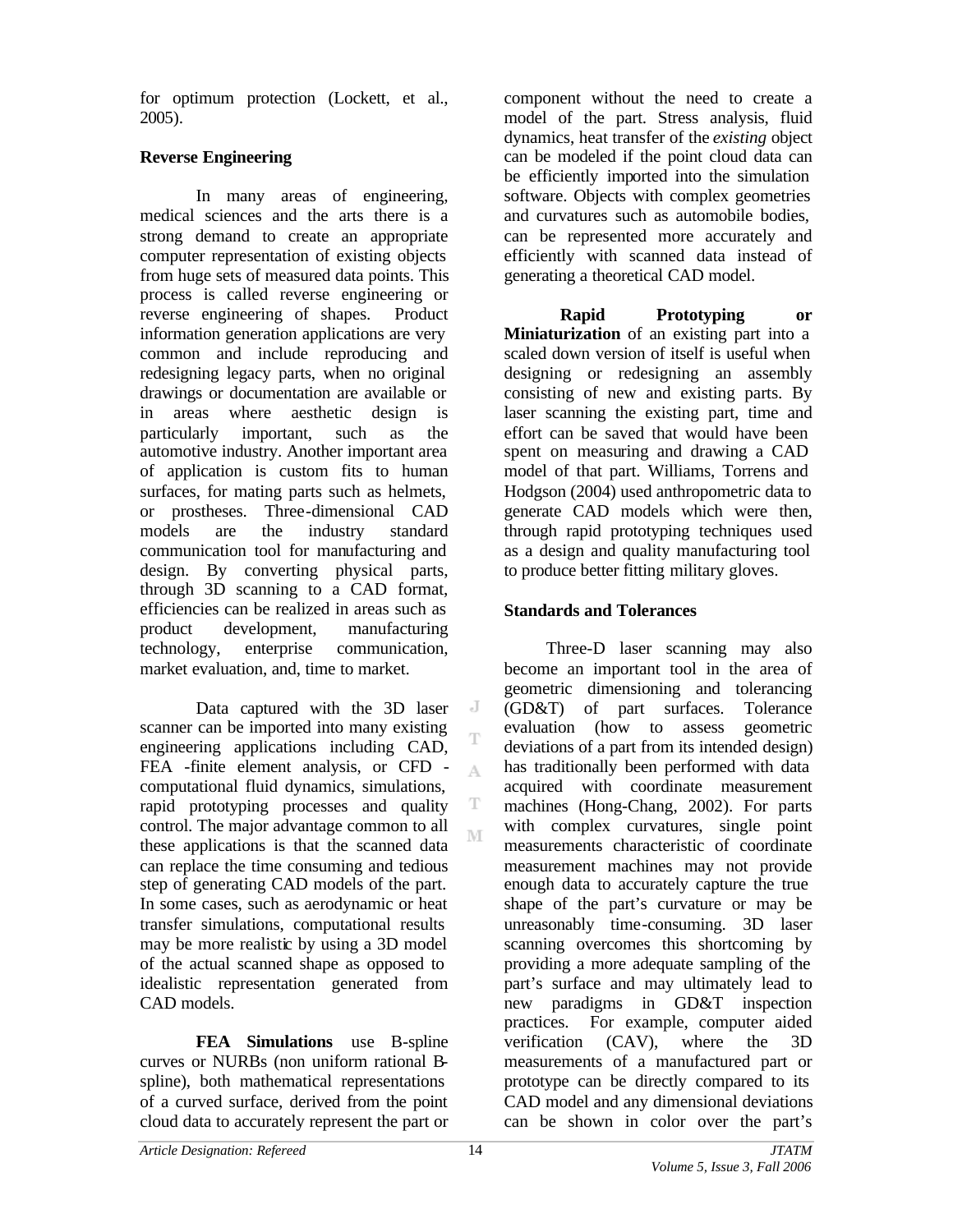for optimum protection (Lockett, et al., 2005).

**Reverse Engineering**

In many areas of engineering, medical sciences and the arts there is a strong demand to create an appropriate computer representation of existing objects from huge sets of measured data points. This process is called reverse engineering or reverse engineering of shapes. Product information generation applications are very common and include reproducing and redesigning legacy parts, when no original drawings or documentation are available or in areas where aesthetic design is particularly important, such as the automotive industry. Another important area of application is custom fits to human surfaces, for mating parts such as helmets, or prostheses. Three-dimensional CAD models are the industry standard communication tool for manufacturing and design. By converting physical parts, through 3D scanning to a CAD format, efficiencies can be realized in areas such as product development, manufacturing technology, enterprise communication, market evaluation, and, time to market.

Data captured with the 3D laser scanner can be imported into many existing engineering applications including CAD, FEA -finite element analysis, or CFD - computational fluid dynamics, simulations, rapid prototyping processes and quality control. The major advantage common to all these applications is that the scanned data can replace the time consuming and tedious step of generating CAD models of the part. In some cases, such as aerodynamic or heat transfer simulations, computational results may be more realistic by using a 3D model of the actual scanned shape as opposed to idealistic representation generated from CAD models.

**FEA Simulations** use B-spline curves or NURBs (non uniform rational B-spline), both mathematical representations of a curved surface, derived from the point cloud data to accurately represent the part or component without the need to create a model of the part. Stress analysis, fluid dynamics, heat transfer of the *existing* object can be modeled if the point cloud data can be efficiently imported into the simulation software. Objects with complex geometries and curvatures such as automobile bodies, can be represented more accurately and efficiently with scanned data instead of generating a theoretical CAD model.

**Rapid Prototyping or Miniaturization** of an existing part into a scaled down version of itself is useful when designing or redesigning an assembly consisting of new and existing parts. By laser scanning the existing part, time and effort can be saved that would have been spent on measuring and drawing a CAD model of that part. Williams, Torrens and Hodgson (2004) used anthropometric data to generate CAD models which were then, through rapid prototyping techniques used as a design and quality manufacturing tool to produce better fitting military gloves.

**Standards and Tolerances**

Three-D laser scanning may also become an important tool in the area of geometric dimensioning and tolerancing (GD&T) of part surfaces. Tolerance evaluation (how to assess geometric deviations of a part from its intended design) has traditionally been performed with data acquired with coordinate measurement machines (Hong-Chang, 2002). For parts with complex curvatures, single point measurements characteristic of coordinate measurement machines may not provide enough data to accurately capture the true shape of the part's curvature or may be unreasonably time-consuming. 3D laser scanning overcomes this shortcoming by providing a more adequate sampling of the part's surface and may ultimately lead to new paradigms in GD&T inspection practices. For example, computer aided verification (CAV), where the 3D measurements of a manufactured part or prototype can be directly compared to its CAD model and any dimensional deviations can be shown in color over the part's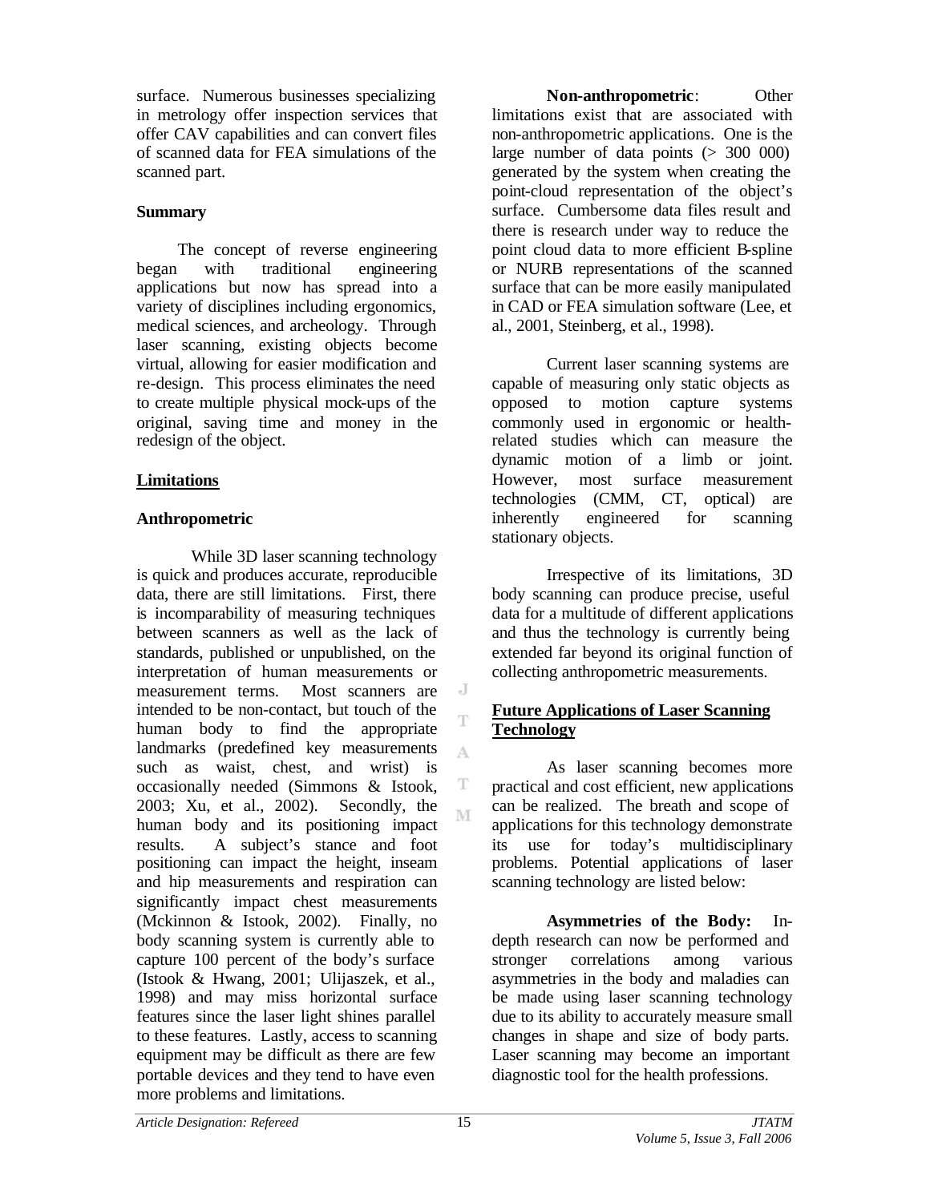surface. Numerous businesses specializing in metrology offer inspection services that offer CAV capabilities and can convert files of scanned data for FEA simulations of the scanned part.

**Summary**

The concept of reverse engineering began with traditional engineering applications but now has spread into a variety of disciplines including ergonomics, medical sciences, and archeology. Through laser scanning, existing objects become virtual, allowing for easier modification and re-design. This process eliminates the need to create multiple physical mock-ups of the original, saving time and money in the redesign of the object.

## Limitations

**Anthropometric**

While 3D laser scanning technology is quick and produces accurate, reproducible data, there are still limitations. First, there is incomparability of measuring techniques between scanners as well as the lack of standards, published or unpublished, on the interpretation of human measurements or measurement terms. Most scanners are intended to be non-contact, but touch of the human body to find the appropriate landmarks (predefined key measurements such as waist, chest, and wrist) is occasionally needed (Simmons & Istook, 2003; Xu, et al., 2002). Secondly, the human body and its positioning impact results. A subject's stance and foot positioning can impact the height, inseam and hip measurements and respiration can significantly impact chest measurements (Mckinnon & Istook, 2002). Finally, no body scanning system is currently able to capture 100 percent of the body's surface (Istook & Hwang, 2001; Ulijaszek, et al., 1998) and may miss horizontal surface features since the laser light shines parallel to these features. Lastly, access to scanning equipment may be difficult as there are few portable devices and they tend to have even more problems and limitations.

**Non-anthropometric**: Other limitations exist that are associated with non-anthropometric applications. One is the large number of data points (> 300 000) generated by the system when creating the point-cloud representation of the object's surface. Cumbersome data files result and there is research under way to reduce the point cloud data to more efficient B-spline or NURB representations of the scanned surface that can be more easily manipulated in CAD or FEA simulation software (Lee, et al., 2001, Steinberg, et al., 1998).

Current laser scanning systems are capable of measuring only static objects as opposed to motion capture systems commonly used in ergonomic or health-related studies which can measure the dynamic motion of a limb or joint. However, most surface measurement technologies (CMM, CT, optical) are inherently engineered for scanning stationary objects.

Irrespective of its limitations, 3D body scanning can produce precise, useful data for a multitude of different applications and thus the technology is currently being extended far beyond its original function of collecting anthropometric measurements.

## Future Applications of Laser Scanning Technology

As laser scanning becomes more practical and cost efficient, new applications can be realized. The breath and scope of applications for this technology demonstrate its use for today's multidisciplinary problems. Potential applications of laser scanning technology are listed below:

**Asymmetries of the Body:** In-depth research can now be performed and stronger correlations among various asymmetries in the body and maladies can be made using laser scanning technology due to its ability to accurately measure small changes in shape and size of body parts. Laser scanning may become an important diagnostic tool for the health professions.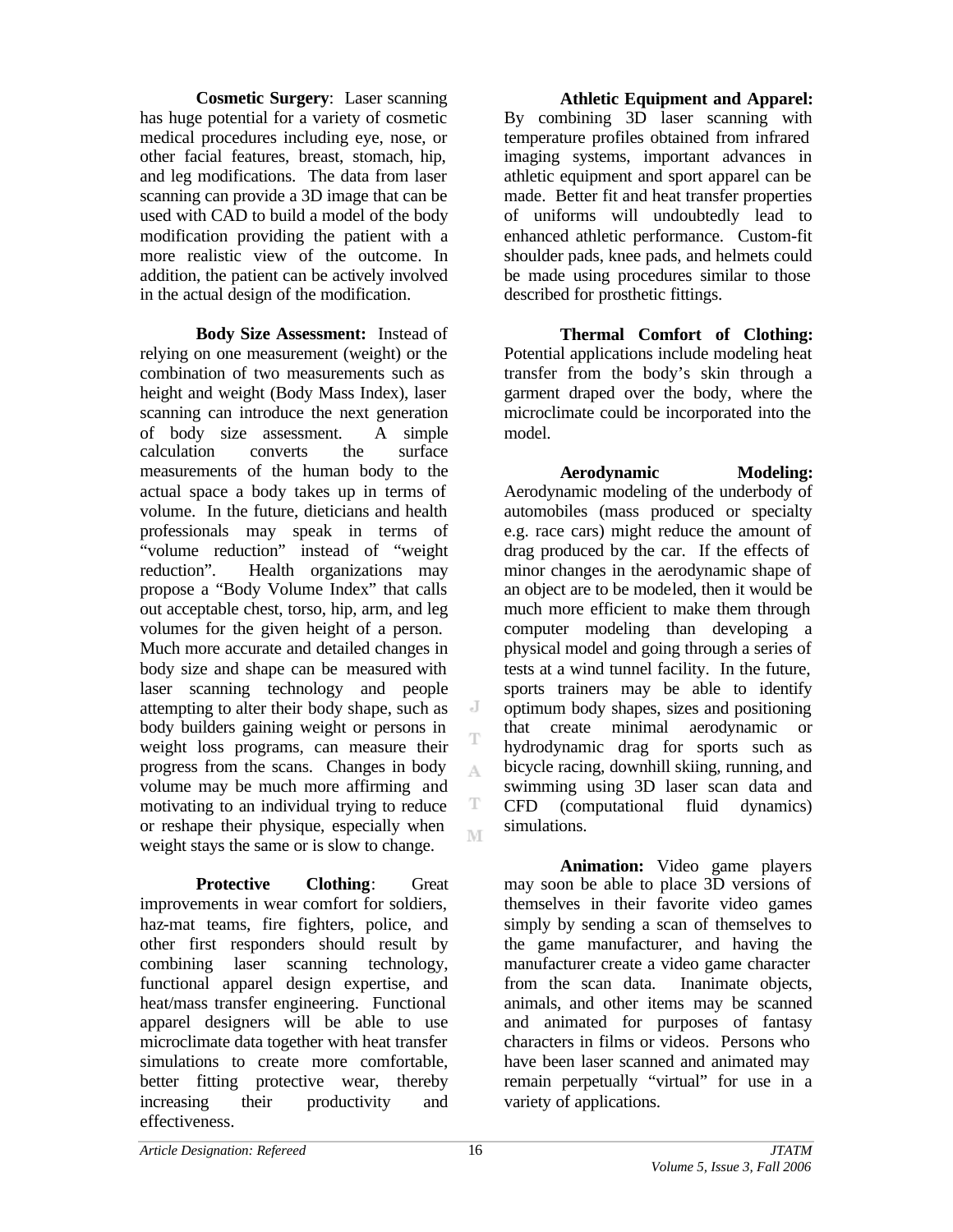**Cosmetic Surgery**: Laser scanning has huge potential for a variety of cosmetic medical procedures including eye, nose, or other facial features, breast, stomach, hip, and leg modifications. The data from laser scanning can provide a 3D image that can be used with CAD to build a model of the body modification providing the patient with a more realistic view of the outcome. In addition, the patient can be actively involved in the actual design of the modification.

**Body Size Assessment:** Instead of relying on one measurement (weight) or the combination of two measurements such as height and weight (Body Mass Index), laser scanning can introduce the next generation of body size assessment. A simple calculation converts the surface measurements of the human body to the actual space a body takes up in terms of volume. In the future, dieticians and health professionals may speak in terms of "volume reduction" instead of "weight reduction". Health organizations may propose a "Body Volume Index" that calls out acceptable chest, torso, hip, arm, and leg volumes for the given height of a person. Much more accurate and detailed changes in body size and shape can be measured with laser scanning technology and people attempting to alter their body shape, such as body builders gaining weight or persons in weight loss programs, can measure their progress from the scans. Changes in body volume may be much more affirming and motivating to an individual trying to reduce or reshape their physique, especially when weight stays the same or is slow to change.

**Protective Clothing**: Great improvements in wear comfort for soldiers, haz-mat teams, fire fighters, police, and other first responders should result by combining laser scanning technology, functional apparel design expertise, and heat/mass transfer engineering. Functional apparel designers will be able to use microclimate data together with heat transfer simulations to create more comfortable, better fitting protective wear, thereby increasing their productivity and effectiveness.

**Athletic Equipment and Apparel:** By combining 3D laser scanning with temperature profiles obtained from infrared imaging systems, important advances in athletic equipment and sport apparel can be made. Better fit and heat transfer properties of uniforms will undoubtedly lead to enhanced athletic performance. Custom-fit shoulder pads, knee pads, and helmets could be made using procedures similar to those described for prosthetic fittings.

**Thermal Comfort of Clothing:** Potential applications include modeling heat transfer from the body's skin through a garment draped over the body, where the microclimate could be incorporated into the model.

**Aerodynamic Modeling:** Aerodynamic modeling of the underbody of automobiles (mass produced or specialty e.g. race cars) might reduce the amount of drag produced by the car. If the effects of minor changes in the aerodynamic shape of an object are to be modeled, then it would be much more efficient to make them through computer modeling than developing a physical model and going through a series of tests at a wind tunnel facility. In the future, sports trainers may be able to identify optimum body shapes, sizes and positioning that create minimal aerodynamic or hydrodynamic drag for sports such as bicycle racing, downhill skiing, running, and swimming using 3D laser scan data and CFD (computational fluid dynamics) simulations.

**Animation:** Video game players may soon be able to place 3D versions of themselves in their favorite video games simply by sending a scan of themselves to the game manufacturer, and having the manufacturer create a video game character from the scan data. Inanimate objects, animals, and other items may be scanned and animated for purposes of fantasy characters in films or videos. Persons who have been laser scanned and animated may remain perpetually "virtual" for use in a variety of applications.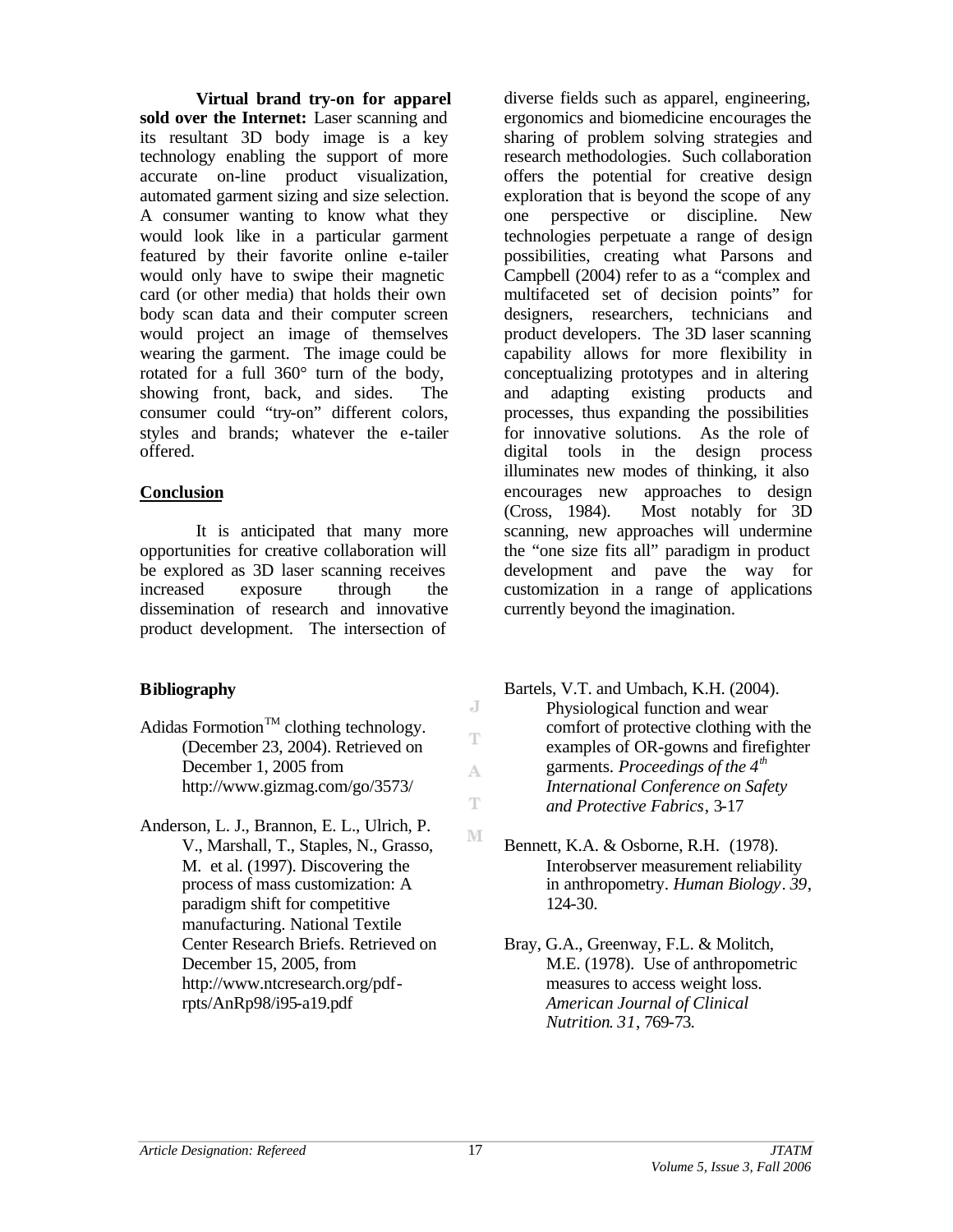**Virtual brand try-on for apparel sold over the Internet:** Laser scanning and its resultant 3D body image is a key technology enabling the support of more accurate on-line product visualization, automated garment sizing and size selection. A consumer wanting to know what they would look like in a particular garment featured by their favorite online e-tailer would only have to swipe their magnetic card (or other media) that holds their own body scan data and their computer screen would project an image of themselves wearing the garment. The image could be rotated for a full 360° turn of the body, showing front, back, and sides. The consumer could "try-on" different colors, styles and brands; whatever the e-tailer offered.

## Conclusion

It is anticipated that many more opportunities for creative collaboration will be explored as 3D laser scanning receives increased exposure through the dissemination of research and innovative product development. The intersection of diverse fields such as apparel, engineering, ergonomics and biomedicine encourages the sharing of problem solving strategies and research methodologies. Such collaboration offers the potential for creative design exploration that is beyond the scope of any one perspective or discipline. New technologies perpetuate a range of design possibilities, creating what Parsons and Campbell (2004) refer to as a "complex and multifaceted set of decision points" for designers, researchers, technicians and product developers. The 3D laser scanning capability allows for more flexibility in conceptualizing prototypes and in altering and adapting existing products and processes, thus expanding the possibilities for innovative solutions. As the role of digital tools in the design process illuminates new modes of thinking, it also encourages new approaches to design (Cross, 1984). Most notably for 3D scanning, new approaches will undermine the "one size fits all" paradigm in product development and pave the way for customization in a range of applications currently beyond the imagination.

## Bibliography

Adidas Formotion™ clothing technology. (December 23, 2004). Retrieved on December 1, 2005 from http://www.gizmag.com/go/3573/

Anderson, L. J., Brannon, E. L., Ulrich, P. V., Marshall, T., Staples, N., Grasso, M. et al. (1997). Discovering the process of mass customization: A paradigm shift for competitive manufacturing. National Textile Center Research Briefs. Retrieved on December 15, 2005, from http://www.ntcresearch.org/pdf-rpts/AnRp98/i95-a19.pdf

Bartels, V.T. and Umbach, K.H. (2004). Physiological function and wear comfort of protective clothing with the examples of OR-gowns and firefighter garments. *Proceedings of the 4th International Conference on Safety and Protective Fabrics*, 3-17

Bennett, K.A. & Osborne, R.H. (1978). Interobserver measurement reliability in anthropometry. *Human Biology*. *39*, 124-30.

Bray, G.A., Greenway, F.L. & Molitch, M.E. (1978). Use of anthropometric measures to access weight loss. *American Journal of Clinical Nutrition*. *31*, 769-73.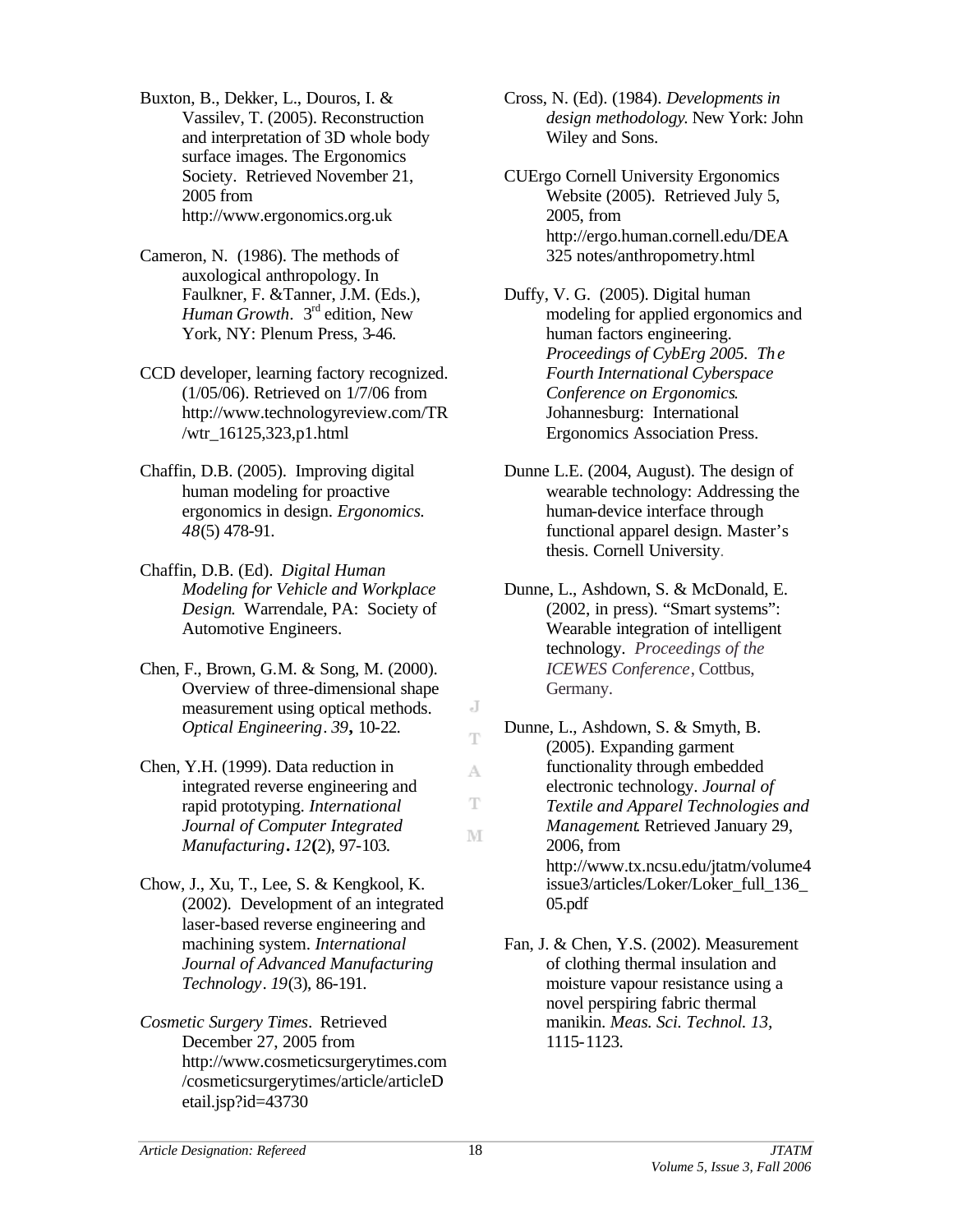Buxton, B., Dekker, L., Douros, I. & Vassilev, T. (2005). Reconstruction and interpretation of 3D whole body surface images. The Ergonomics Society. Retrieved November 21, 2005 from http://www.ergonomics.org.uk

Cameron, N. (1986). The methods of auxological anthropology. In Faulkner, F. &Tanner, J.M. (Eds.), *Human Growth*. 3rd edition, New York, NY: Plenum Press, 3-46.

CCD developer, learning factory recognized. (1/05/06). Retrieved on 1/7/06 from http://www.technologyreview.com/TR/wtr_16125,323,p1.html

Chaffin, D.B. (2005). Improving digital human modeling for proactive ergonomics in design. *Ergonomics. 48*(5) 478-91.

Chaffin, D.B. (Ed). *Digital Human Modeling for Vehicle and Workplace Design.* Warrendale, PA: Society of Automotive Engineers.

Chen, F., Brown, G.M. & Song, M. (2000). Overview of three-dimensional shape measurement using optical methods. *Optical Engineering*. *39***,** 10-22.

Chen, Y.H. (1999). Data reduction in integrated reverse engineering and rapid prototyping. *International Journal of Computer Integrated Manufacturing***.** *12***(**2), 97-103.

Chow, J., Xu, T., Lee, S. & Kengkool, K. (2002). Development of an integrated laser-based reverse engineering and machining system. *International Journal of Advanced Manufacturing Technology*. *19*(3), 86-191.

*Cosmetic Surgery Times*. Retrieved December 27, 2005 from http://www.cosmeticsurgerytimes.com/cosmeticsurgerytimes/article/articleDetail.jsp?id=43730

Cross, N. (Ed). (1984). *Developments in design methodology.* New York: John Wiley and Sons.

CUErgo Cornell University Ergonomics Website (2005). Retrieved July 5, 2005, from http://ergo.human.cornell.edu/DEA325 notes/anthropometry.html

Duffy, V. G. (2005). Digital human modeling for applied ergonomics and human factors engineering. *Proceedings of CybErg 2005. The Fourth International Cyberspace Conference on Ergonomics*. Johannesburg: International Ergonomics Association Press.

Dunne L.E. (2004, August). The design of wearable technology: Addressing the human-device interface through functional apparel design. Master's thesis. Cornell University.

Dunne, L., Ashdown, S. & McDonald, E. (2002, in press). "Smart systems": Wearable integration of intelligent technology. *Proceedings of the ICEWES Conference*, Cottbus, Germany.

Dunne, L., Ashdown, S. & Smyth, B. (2005). Expanding garment functionality through embedded electronic technology. *Journal of Textile and Apparel Technologies and Management*. Retrieved January 29, 2006, from http://www.tx.ncsu.edu/jtatm/volume4issue3/articles/Loker/Loker_full_136_05.pdf

Fan, J. & Chen, Y.S. (2002). Measurement of clothing thermal insulation and moisture vapour resistance using a novel perspiring fabric thermal manikin. *Meas. Sci. Technol. 13,* 1115-1123.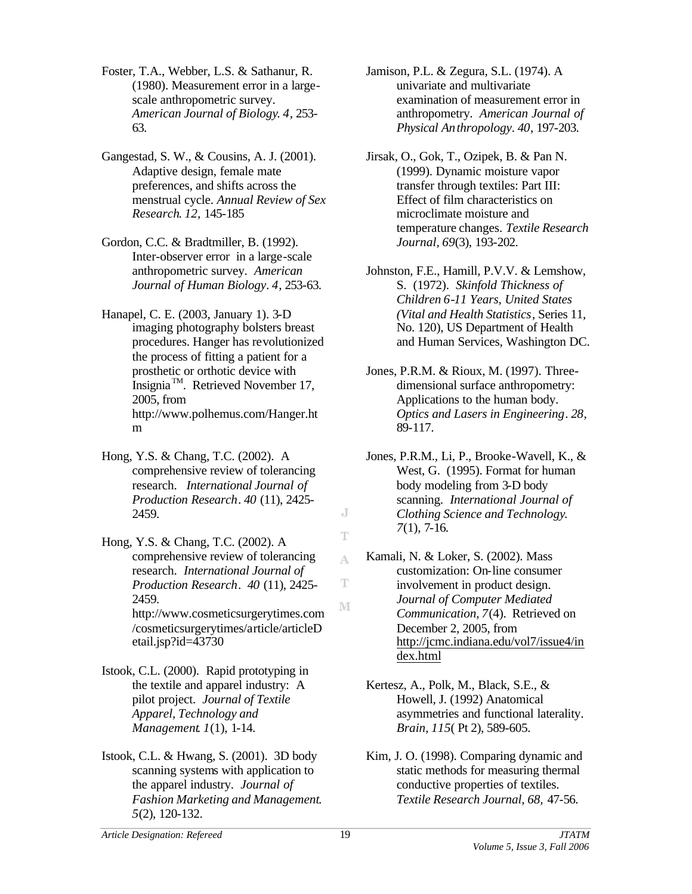Foster, T.A., Webber, L.S. & Sathanur, R. (1980). Measurement error in a large-scale anthropometric survey. *American Journal of Biology. 4*, 253-63.

Gangestad, S. W., & Cousins, A. J. (2001). Adaptive design, female mate preferences, and shifts across the menstrual cycle. *Annual Review of Sex Research. 12,* 145-185

Gordon, C.C. & Bradtmiller, B. (1992). Inter-observer error in a large-scale anthropometric survey. *American Journal of Human Biology. 4*, 253-63.

Hanapel, C. E. (2003, January 1). 3-D imaging photography bolsters breast procedures. Hanger has revolutionized the process of fitting a patient for a prosthetic or orthotic device with Insignia™. Retrieved November 17, 2005, from http://www.polhemus.com/Hanger.htm

Hong, Y.S. & Chang, T.C. (2002). A comprehensive review of tolerancing research. *International Journal of Production Research. 40* (11), 2425-2459.

Hong, Y.S. & Chang, T.C. (2002). A comprehensive review of tolerancing research. *International Journal of Production Research. 40* (11), 2425-2459. http://www.cosmeticsurgerytimes.com/cosmeticsurgerytimes/article/articleDetail.jsp?id=43730

Istook, C.L. (2000). Rapid prototyping in the textile and apparel industry: A pilot project. *Journal of Textile Apparel, Technology and Management. 1*(1), 1-14.

Istook, C.L. & Hwang, S. (2001). 3D body scanning systems with application to the apparel industry. *Journal of Fashion Marketing and Management. 5*(2), 120-132.

Jamison, P.L. & Zegura, S.L. (1974). A univariate and multivariate examination of measurement error in anthropometry. *American Journal of Physical Anthropology. 40*, 197-203.

Jirsak, O., Gok, T., Ozipek, B. & Pan N. (1999). Dynamic moisture vapor transfer through textiles: Part III: Effect of film characteristics on microclimate moisture and temperature changes. *Textile Research Journal, 69*(3), 193-202.

Johnston, F.E., Hamill, P.V.V. & Lemshow, S. (1972). *Skinfold Thickness of Children 6-11 Years, United States (Vital and Health Statistics*, Series 11, No. 120), US Department of Health and Human Services, Washington DC.

Jones, P.R.M. & Rioux, M. (1997). Three-dimensional surface anthropometry: Applications to the human body. *Optics and Lasers in Engineering. 28*, 89-117.

Jones, P.R.M., Li, P., Brooke-Wavell, K., & West, G. (1995). Format for human body modeling from 3-D body scanning. *International Journal of Clothing Science and Technology. 7*(1), 7-16.

Kamali, N. & Loker, S. (2002). Mass customization: On-line consumer involvement in product design. *Journal of Computer Mediated Communication, 7*(4). Retrieved on December 2, 2005, from http://jcmc.indiana.edu/vol7/issue4/index.html

Kertesz, A., Polk, M., Black, S.E., & Howell, J. (1992) Anatomical asymmetries and functional laterality. *Brain, 115*( Pt 2), 589-605.

Kim, J. O. (1998). Comparing dynamic and static methods for measuring thermal conductive properties of textiles. *Textile Research Journal, 68,* 47-56.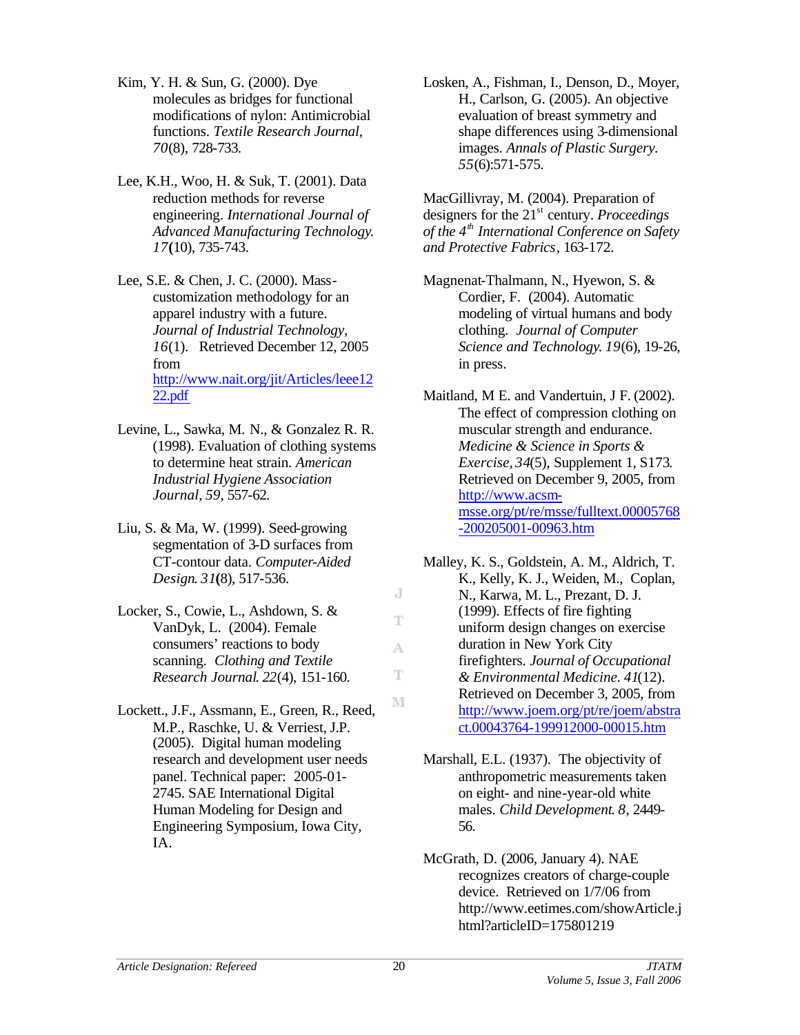Kim, Y. H. & Sun, G. (2000). Dye molecules as bridges for functional modifications of nylon: Antimicrobial functions. *Textile Research Journal, 70*(8), 728-733.

Lee, K.H., Woo, H. & Suk, T. (2001). Data reduction methods for reverse engineering. *International Journal of Advanced Manufacturing Technology. 17*(10), 735-743.

Lee, S.E. & Chen, J. C. (2000). Mass-customization methodology for an apparel industry with a future. *Journal of Industrial Technology, 16*(1). Retrieved December 12, 2005 from http://www.nait.org/jit/Articles/leee1222.pdf

Levine, L., Sawka, M. N., & Gonzalez R. R. (1998). Evaluation of clothing systems to determine heat strain. *American Industrial Hygiene Association Journal, 59*, 557-62.

Liu, S. & Ma, W. (1999). Seed-growing segmentation of 3-D surfaces from CT-contour data. *Computer-Aided Design. 31*(8), 517-536.

Locker, S., Cowie, L., Ashdown, S. & VanDyk, L. (2004). Female consumers' reactions to body scanning. *Clothing and Textile Research Journal. 22*(4), 151-160.

Lockett., J.F., Assmann, E., Green, R., Reed, M.P., Raschke, U. & Verriest, J.P. (2005). Digital human modeling research and development user needs panel. Technical paper: 2005-01-2745. SAE International Digital Human Modeling for Design and Engineering Symposium, Iowa City, IA.

Losken, A., Fishman, I., Denson, D., Moyer, H., Carlson, G. (2005). An objective evaluation of breast symmetry and shape differences using 3-dimensional images. *Annals of Plastic Surgery. 55*(6):571-575.

MacGillivray, M. (2004). Preparation of designers for the 21st century. *Proceedings of the 4th International Conference on Safety and Protective Fabrics*, 163-172.

Magnenat-Thalmann, N., Hyewon, S. & Cordier, F. (2004). Automatic modeling of virtual humans and body clothing. *Journal of Computer Science and Technology. 19*(6), 19-26, in press.

Maitland, M E. and Vandertuin, J F. (2002). The effect of compression clothing on muscular strength and endurance. *Medicine & Science in Sports & Exercise, 34*(5), Supplement 1, S173. Retrieved on December 9, 2005, from http://www.acsm-msse.org/pt/re/msse/fulltext.00005768-200205001-00963.htm

Malley, K. S., Goldstein, A. M., Aldrich, T. K., Kelly, K. J., Weiden, M., Coplan, N., Karwa, M. L., Prezant, D. J. (1999). Effects of fire fighting uniform design changes on exercise duration in New York City firefighters. *Journal of Occupational & Environmental Medicine. 41*(12). Retrieved on December 3, 2005, from http://www.joem.org/pt/re/joem/abstract.00043764-199912000-00015.htm

Marshall, E.L. (1937). The objectivity of anthropometric measurements taken on eight- and nine-year-old white males. *Child Development. 8*, 2449-56.

McGrath, D. (2006, January 4). NAE recognizes creators of charge-couple device. Retrieved on 1/7/06 from http://www.eetimes.com/showArticle.jhtml?articleID=175801219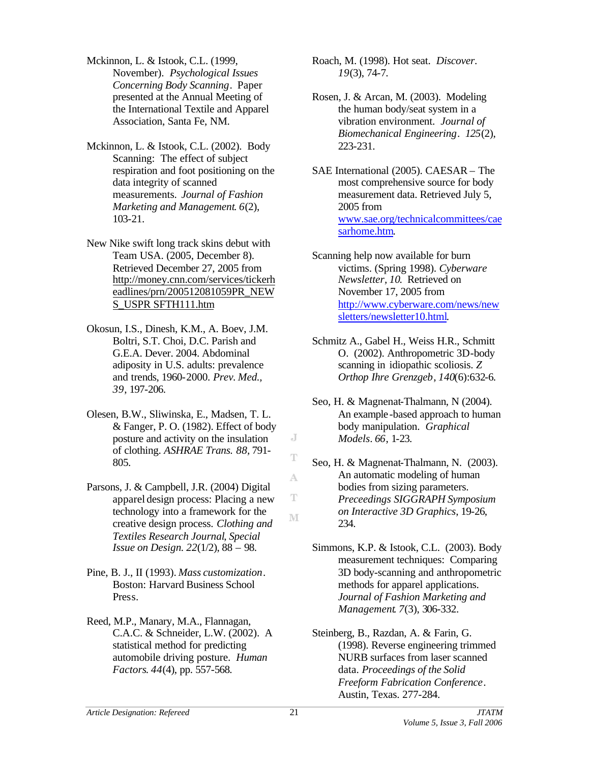Mckinnon, L. & Istook, C.L. (1999, November). *Psychological Issues Concerning Body Scanning*. Paper presented at the Annual Meeting of the International Textile and Apparel Association, Santa Fe, NM.

Mckinnon, L. & Istook, C.L. (2002). Body Scanning: The effect of subject respiration and foot positioning on the data integrity of scanned measurements. *Journal of Fashion Marketing and Management. 6*(2), 103-21.

New Nike swift long track skins debut with Team USA. (2005, December 8). Retrieved December 27, 2005 from http://money.cnn.com/services/tickerheadlines/prn/200512081059PR_NEWS_USPR SFTH111.htm

Okosun, I.S., Dinesh, K.M., A. Boev, J.M. Boltri, S.T. Choi, D.C. Parish and G.E.A. Dever. 2004. Abdominal adiposity in U.S. adults: prevalence and trends, 1960-2000. *Prev. Med., 39*, 197-206.

Olesen, B.W., Sliwinska, E., Madsen, T. L. & Fanger, P. O. (1982). Effect of body posture and activity on the insulation of clothing. *ASHRAE Trans. 88*, 791-805.

Parsons, J. & Campbell, J.R. (2004) Digital apparel design process: Placing a new technology into a framework for the creative design process. *Clothing and Textiles Research Journal, Special Issue on Design. 22*(1/2), 88 – 98.

Pine, B. J., II (1993). *Mass customization*. Boston: Harvard Business School Press.

Reed, M.P., Manary, M.A., Flannagan, C.A.C. & Schneider, L.W. (2002). A statistical method for predicting automobile driving posture. *Human Factors. 44*(4), pp. 557-568.

Roach, M. (1998). Hot seat. *Discover. 19*(3), 74-7.

Rosen, J. & Arcan, M. (2003). Modeling the human body/seat system in a vibration environment. *Journal of Biomechanical Engineering. 125*(2), 223-231.

SAE International (2005). CAESAR – The most comprehensive source for body measurement data. Retrieved July 5, 2005 from www.sae.org/technicalcommittees/caesarhome.htm.

Scanning help now available for burn victims. (Spring 1998). *Cyberware Newsletter, 10.* Retrieved on November 17, 2005 from http://www.cyberware.com/news/newsletters/newsletter10.html.

Schmitz A., Gabel H., Weiss H.R., Schmitt O. (2002). Anthropometric 3D-body scanning in idiopathic scoliosis. *Z Orthop Ihre Grenzgeb, 140*(6):632-6.

Seo, H. & Magnenat-Thalmann, N (2004). An example-based approach to human body manipulation. *Graphical Models. 66*, 1-23.

Seo, H. & Magnenat-Thalmann, N. (2003). An automatic modeling of human bodies from sizing parameters. *Preceedings SIGGRAPH Symposium on Interactive 3D Graphics*, 19-26, 234.

Simmons, K.P. & Istook, C.L. (2003). Body measurement techniques: Comparing 3D body-scanning and anthropometric methods for apparel applications. *Journal of Fashion Marketing and Management. 7*(3), 306-332.

Steinberg, B., Razdan, A. & Farin, G. (1998). Reverse engineering trimmed NURB surfaces from laser scanned data. *Proceedings of the Solid Freeform Fabrication Conference*. Austin, Texas. 277-284.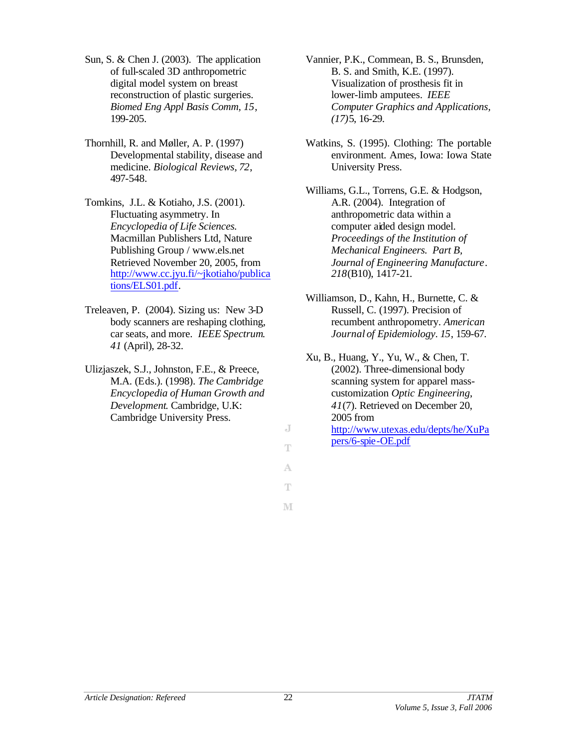Sun, S. & Chen J. (2003). The application of full-scaled 3D anthropometric digital model system on breast reconstruction of plastic surgeries. *Biomed Eng Appl Basis Comm, 15*, 199-205.

Thornhill, R. and Møller, A. P. (1997) Developmental stability, disease and medicine. *Biological Reviews, 72*, 497-548.

Tomkins, J.L. & Kotiaho, J.S. (2001). Fluctuating asymmetry. In *Encyclopedia of Life Sciences.* Macmillan Publishers Ltd, Nature Publishing Group / www.els.net Retrieved November 20, 2005, from [http://www.cc.jyu.fi/~jkotiaho/publications/ELS01.pdf](http://www.cc.jyu.fi/~jkotiaho/publications/ELS01.pdf).

Treleaven, P. (2004). Sizing us: New 3-D body scanners are reshaping clothing, car seats, and more. *IEEE Spectrum*. *41* (April), 28-32.

Ulizjaszek, S.J., Johnston, F.E., & Preece, M.A. (Eds.). (1998). *The Cambridge Encyclopedia of Human Growth and Development*. Cambridge, U.K: Cambridge University Press.

Vannier, P.K., Commean, B. S., Brunsden, B. S. and Smith, K.E. (1997). Visualization of prosthesis fit in lower-limb amputees. *IEEE Computer Graphics and Applications, (17)*5, 16-29.

Watkins, S. (1995). Clothing: The portable environment. Ames, Iowa: Iowa State University Press.

Williams, G.L., Torrens, G.E. & Hodgson, A.R. (2004). Integration of anthropometric data within a computer aided design model. *Proceedings of the Institution of Mechanical Engineers. Part B, Journal of Engineering Manufacture*. *218*(B10), 1417-21.

Williamson, D., Kahn, H., Burnette, C. & Russell, C. (1997). Precision of recumbent anthropometry. *American Journal of Epidemiology*. *15*, 159-67.

Xu, B., Huang, Y., Yu, W., & Chen, T. (2002). Three-dimensional body scanning system for apparel mass-customization *Optic Engineering*, *41*(7). Retrieved on December 20, 2005 from [http://www.utexas.edu/depts/he/XuPapers/6-spie-OE.pdf](http://www.utexas.edu/depts/he/XuPapers/6-spie-OE.pdf)